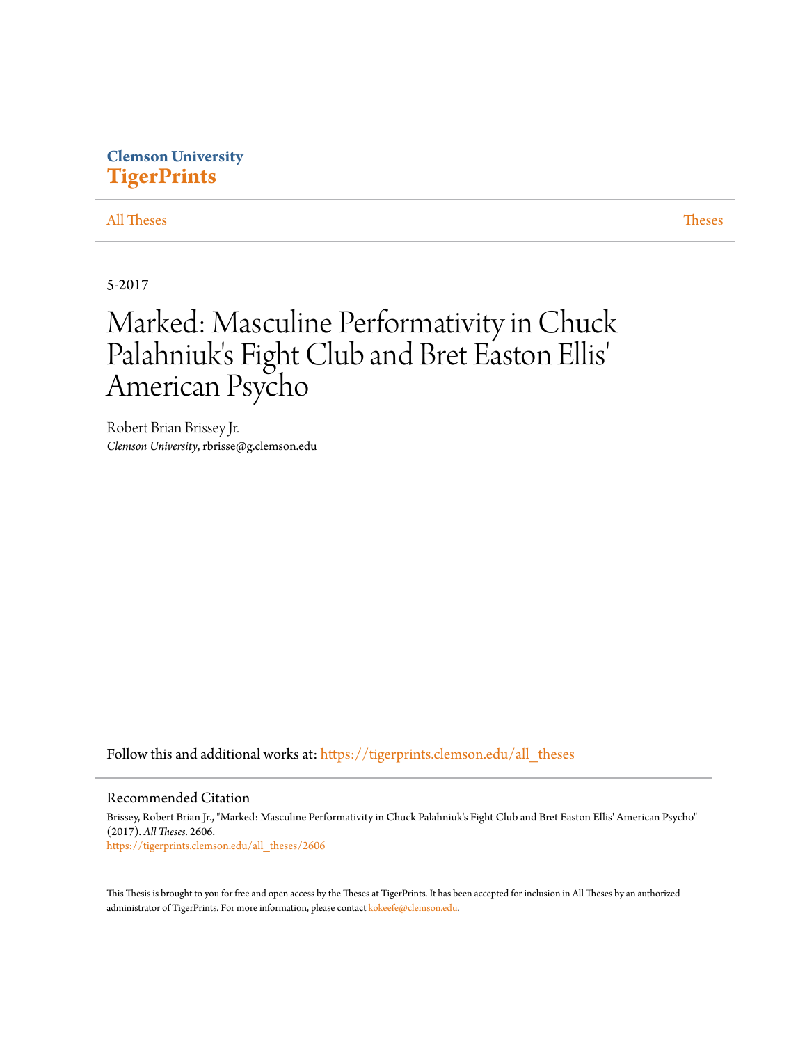Clemson University
**TigerPrints**

All Theses | Theses

5-2017

# Marked: Masculine Performativity in Chuck Palahniuk's Fight Club and Bret Easton Ellis' American Psycho

Robert Brian Brissey Jr.
*Clemson University*, rbrisse@g.clemson.edu

Follow this and additional works at: https://tigerprints.clemson.edu/all_theses

## Recommended Citation

Brissey, Robert Brian Jr., "Marked: Masculine Performativity in Chuck Palahniuk's Fight Club and Bret Easton Ellis' American Psycho" (2017). *All Theses*. 2606.
https://tigerprints.clemson.edu/all_theses/2606

This Thesis is brought to you for free and open access by the Theses at TigerPrints. It has been accepted for inclusion in All Theses by an authorized administrator of TigerPrints. For more information, please contact kokeefe@clemson.edu.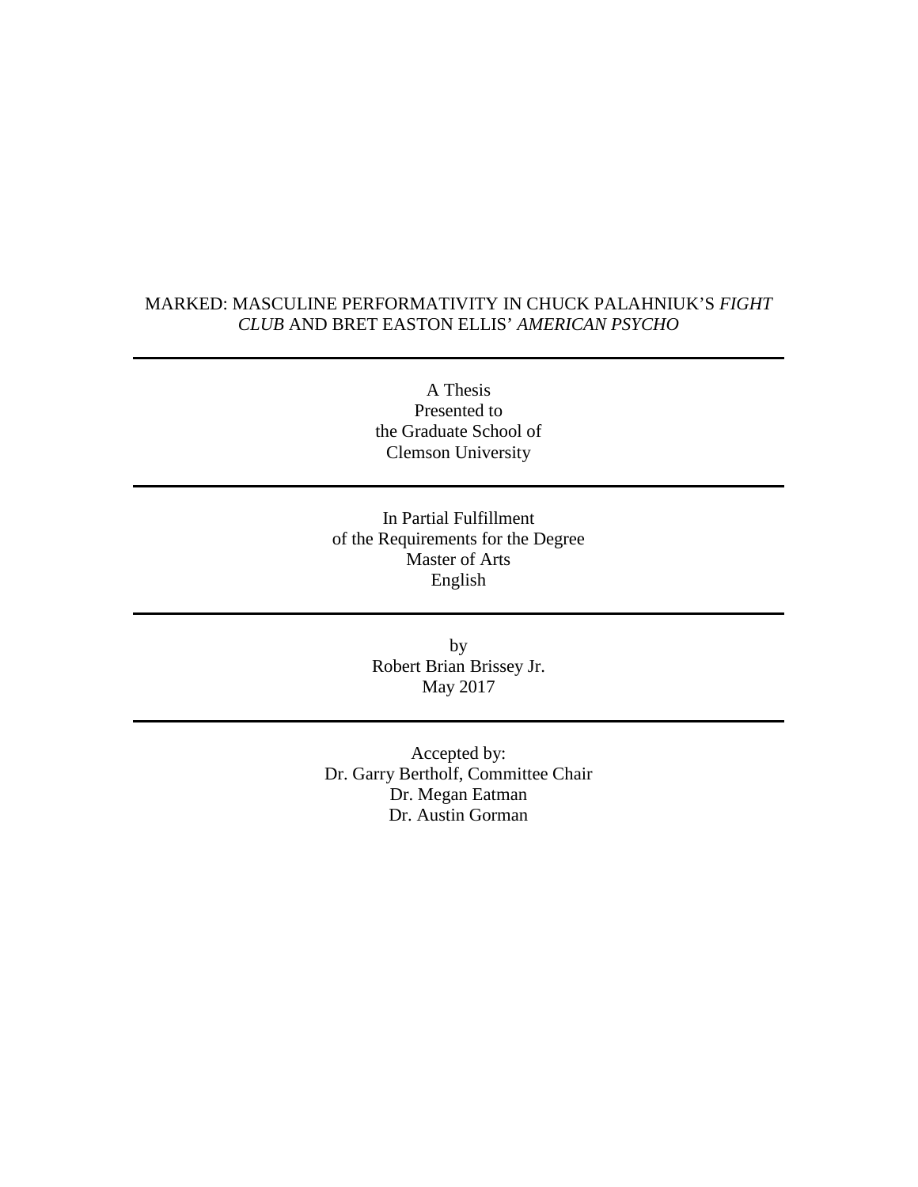MARKED: MASCULINE PERFORMATIVITY IN CHUCK PALAHNIUK'S *FIGHT CLUB* AND BRET EASTON ELLIS' *AMERICAN PSYCHO*

---

A Thesis
Presented to
the Graduate School of
Clemson University

---

In Partial Fulfillment
of the Requirements for the Degree
Master of Arts
English

---

by
Robert Brian Brissey Jr.
May 2017

---

Accepted by:
Dr. Garry Bertholf, Committee Chair
Dr. Megan Eatman
Dr. Austin Gorman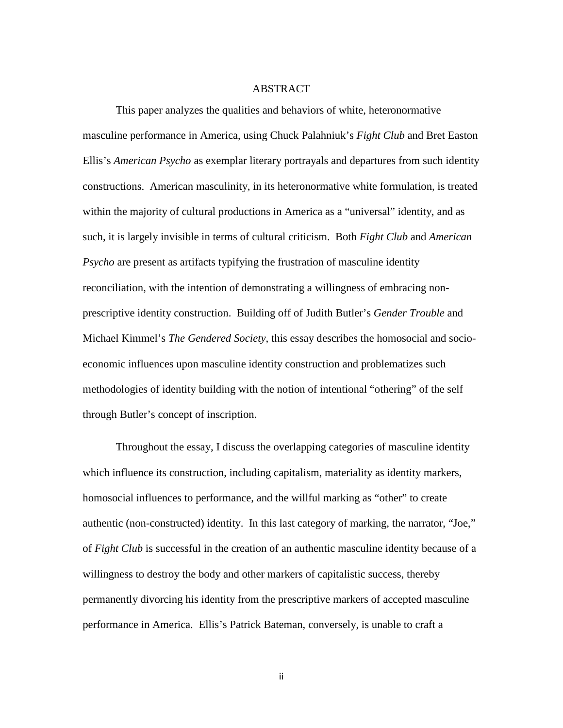# ABSTRACT

This paper analyzes the qualities and behaviors of white, heteronormative masculine performance in America, using Chuck Palahniuk's *Fight Club* and Bret Easton Ellis's *American Psycho* as exemplar literary portrayals and departures from such identity constructions. American masculinity, in its heteronormative white formulation, is treated within the majority of cultural productions in America as a "universal" identity, and as such, it is largely invisible in terms of cultural criticism. Both *Fight Club* and *American Psycho* are present as artifacts typifying the frustration of masculine identity reconciliation, with the intention of demonstrating a willingness of embracing non-prescriptive identity construction. Building off of Judith Butler's *Gender Trouble* and Michael Kimmel's *The Gendered Society*, this essay describes the homosocial and socio-economic influences upon masculine identity construction and problematizes such methodologies of identity building with the notion of intentional "othering" of the self through Butler's concept of inscription.

Throughout the essay, I discuss the overlapping categories of masculine identity which influence its construction, including capitalism, materiality as identity markers, homosocial influences to performance, and the willful marking as "other" to create authentic (non-constructed) identity. In this last category of marking, the narrator, "Joe," of *Fight Club* is successful in the creation of an authentic masculine identity because of a willingness to destroy the body and other markers of capitalistic success, thereby permanently divorcing his identity from the prescriptive markers of accepted masculine performance in America. Ellis's Patrick Bateman, conversely, is unable to craft a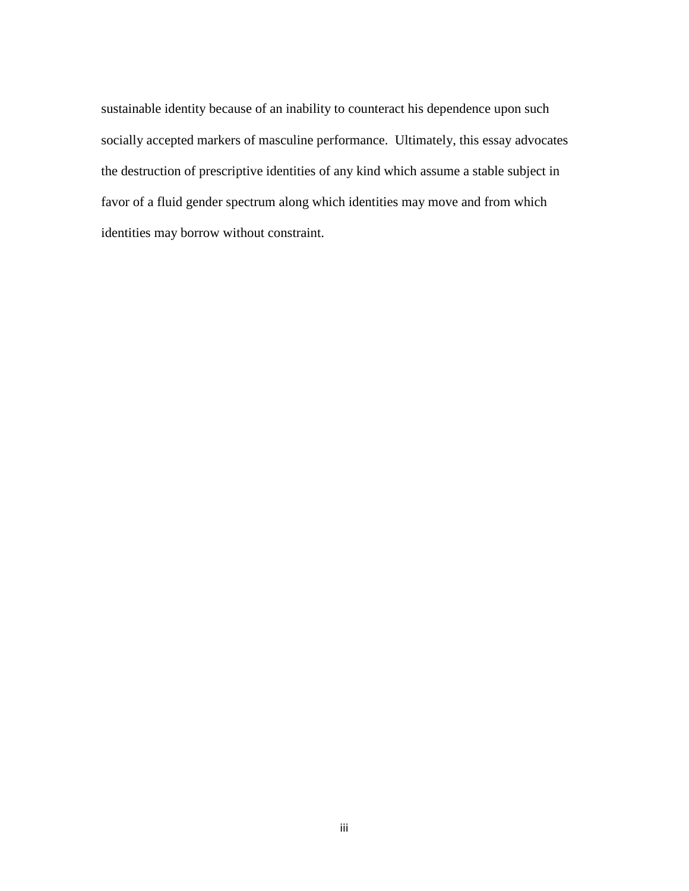sustainable identity because of an inability to counteract his dependence upon such socially accepted markers of masculine performance. Ultimately, this essay advocates the destruction of prescriptive identities of any kind which assume a stable subject in favor of a fluid gender spectrum along which identities may move and from which identities may borrow without constraint.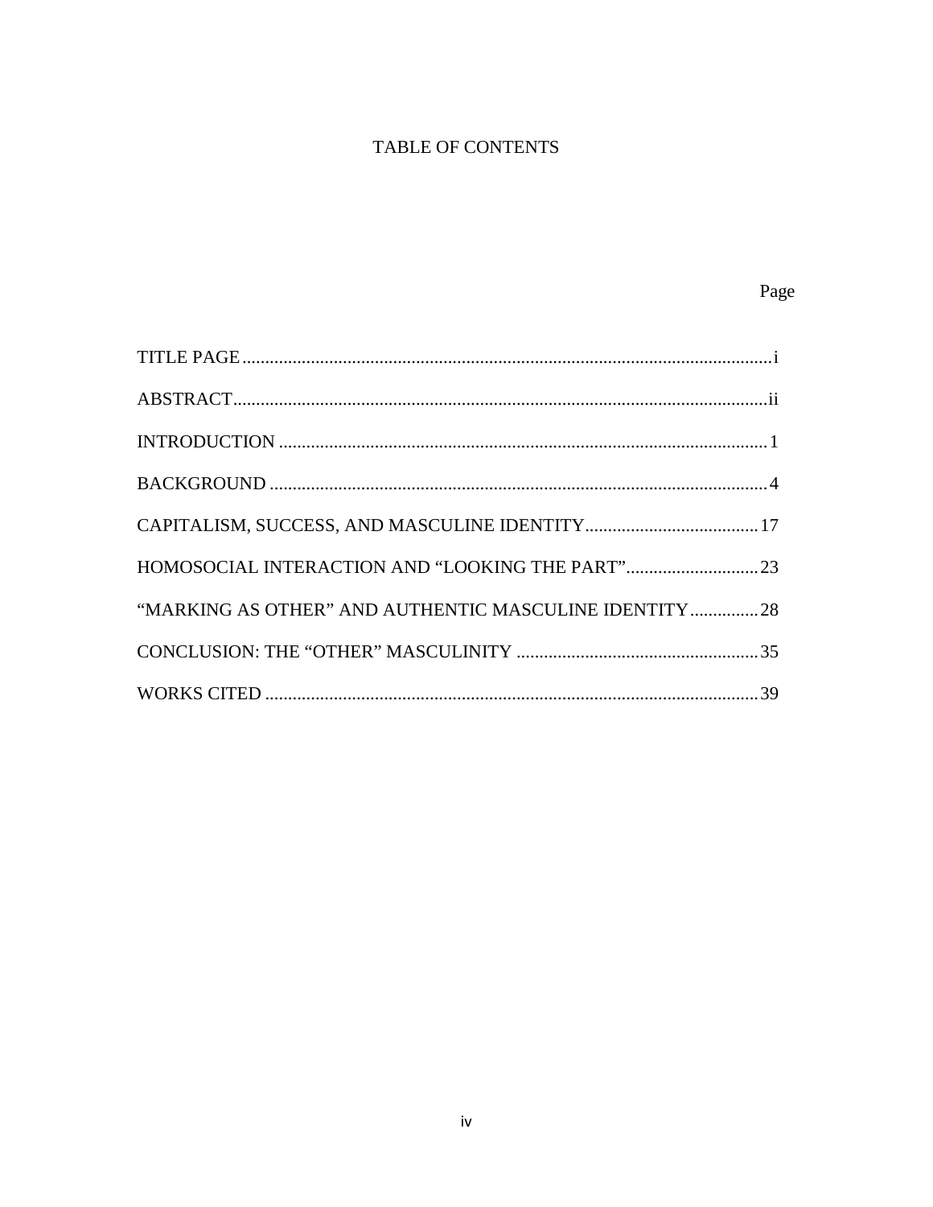# TABLE OF CONTENTS

Page

TITLE PAGE....................................................................................................................i

ABSTRACT....................................................................................................................ii

INTRODUCTION ..........................................................................................................1

BACKGROUND ............................................................................................................4

CAPITALISM, SUCCESS, AND MASCULINE IDENTITY......................................17

HOMOSOCIAL INTERACTION AND "LOOKING THE PART".............................23

"MARKING AS OTHER" AND AUTHENTIC MASCULINE IDENTITY...............28

CONCLUSION: THE "OTHER" MASCULINITY .....................................................35

WORKS CITED ............................................................................................................39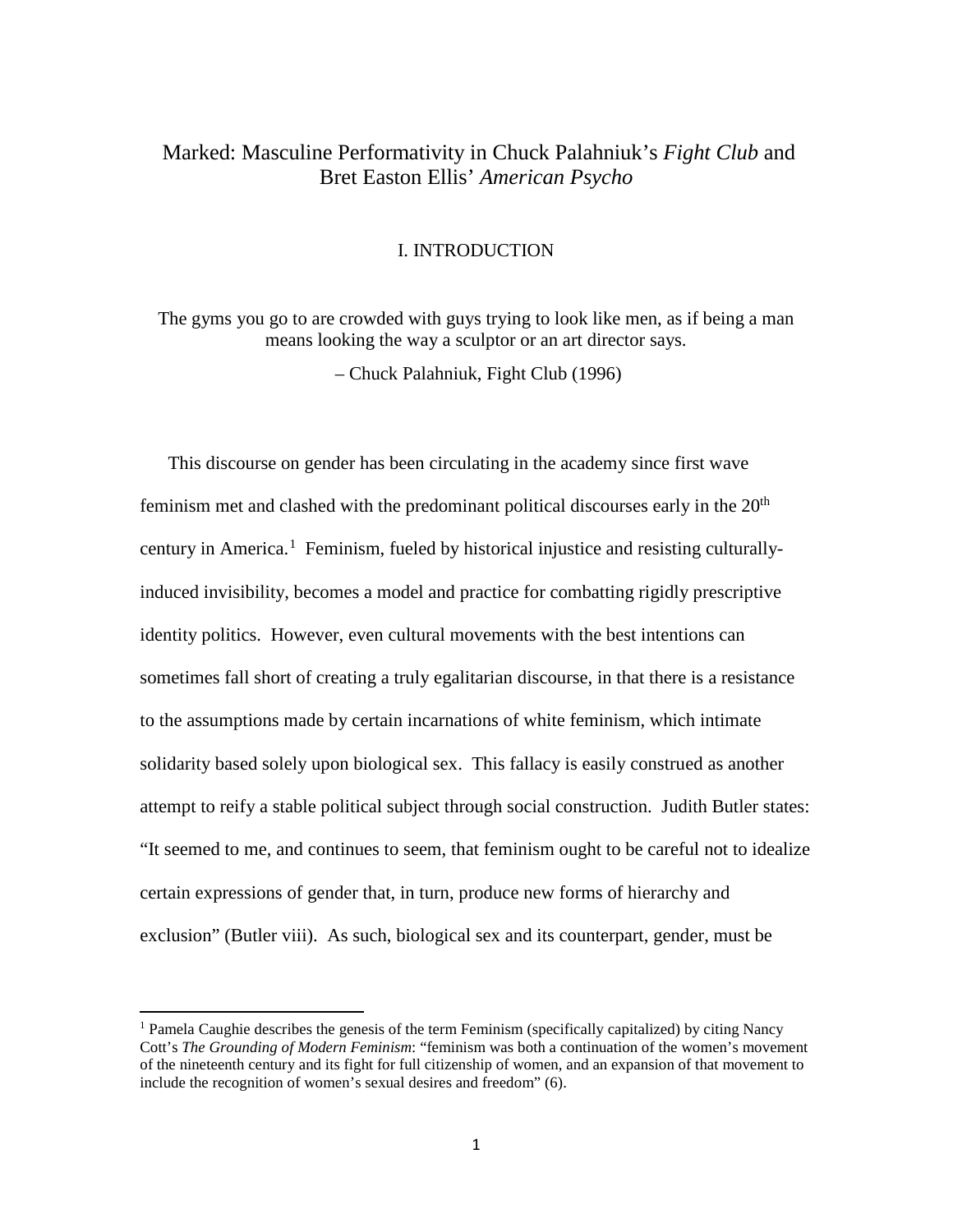# Marked: Masculine Performativity in Chuck Palahniuk's *Fight Club* and Bret Easton Ellis' *American Psycho*

## I. INTRODUCTION

> The gyms you go to are crowded with guys trying to look like men, as if being a man means looking the way a sculptor or an art director says.
>
> – Chuck Palahniuk, Fight Club (1996)

This discourse on gender has been circulating in the academy since first wave feminism met and clashed with the predominant political discourses early in the 20th century in America.[1] Feminism, fueled by historical injustice and resisting culturally-induced invisibility, becomes a model and practice for combatting rigidly prescriptive identity politics. However, even cultural movements with the best intentions can sometimes fall short of creating a truly egalitarian discourse, in that there is a resistance to the assumptions made by certain incarnations of white feminism, which intimate solidarity based solely upon biological sex. This fallacy is easily construed as another attempt to reify a stable political subject through social construction. Judith Butler states: "It seemed to me, and continues to seem, that feminism ought to be careful not to idealize certain expressions of gender that, in turn, produce new forms of hierarchy and exclusion" (Butler viii). As such, biological sex and its counterpart, gender, must be

[1] Pamela Caughie describes the genesis of the term Feminism (specifically capitalized) by citing Nancy Cott's *The Grounding of Modern Feminism*: "feminism was both a continuation of the women's movement of the nineteenth century and its fight for full citizenship of women, and an expansion of that movement to include the recognition of women's sexual desires and freedom" (6).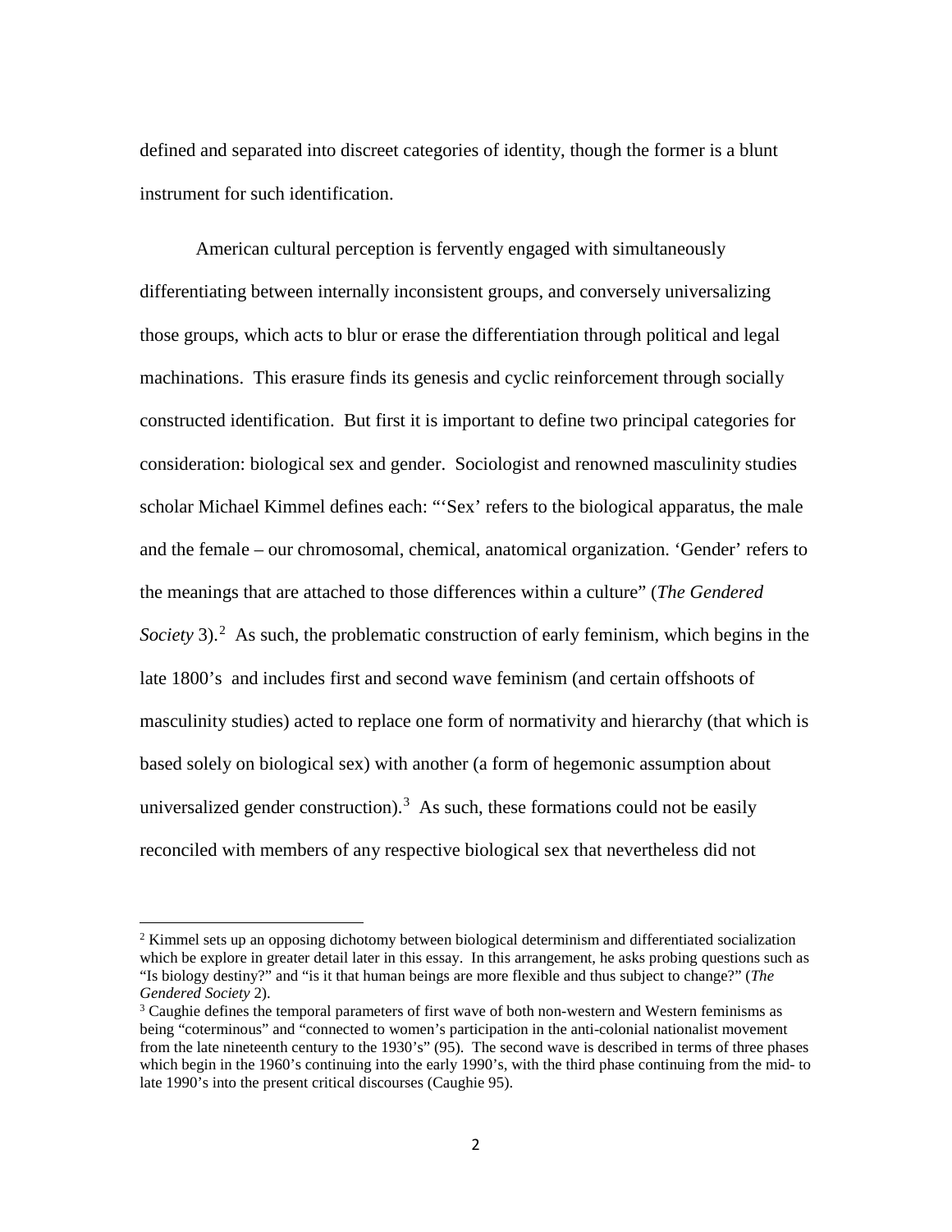defined and separated into discreet categories of identity, though the former is a blunt instrument for such identification.

American cultural perception is fervently engaged with simultaneously differentiating between internally inconsistent groups, and conversely universalizing those groups, which acts to blur or erase the differentiation through political and legal machinations. This erasure finds its genesis and cyclic reinforcement through socially constructed identification. But first it is important to define two principal categories for consideration: biological sex and gender. Sociologist and renowned masculinity studies scholar Michael Kimmel defines each: "'Sex' refers to the biological apparatus, the male and the female – our chromosomal, chemical, anatomical organization. 'Gender' refers to the meanings that are attached to those differences within a culture" (*The Gendered Society* 3).[2] As such, the problematic construction of early feminism, which begins in the late 1800's and includes first and second wave feminism (and certain offshoots of masculinity studies) acted to replace one form of normativity and hierarchy (that which is based solely on biological sex) with another (a form of hegemonic assumption about universalized gender construction).[3] As such, these formations could not be easily reconciled with members of any respective biological sex that nevertheless did not

[2] Kimmel sets up an opposing dichotomy between biological determinism and differentiated socialization which be explore in greater detail later in this essay. In this arrangement, he asks probing questions such as "Is biology destiny?" and "is it that human beings are more flexible and thus subject to change?" (*The Gendered Society* 2).

[3] Caughie defines the temporal parameters of first wave of both non-western and Western feminisms as being "coterminous" and "connected to women's participation in the anti-colonial nationalist movement from the late nineteenth century to the 1930's" (95). The second wave is described in terms of three phases which begin in the 1960's continuing into the early 1990's, with the third phase continuing from the mid- to late 1990's into the present critical discourses (Caughie 95).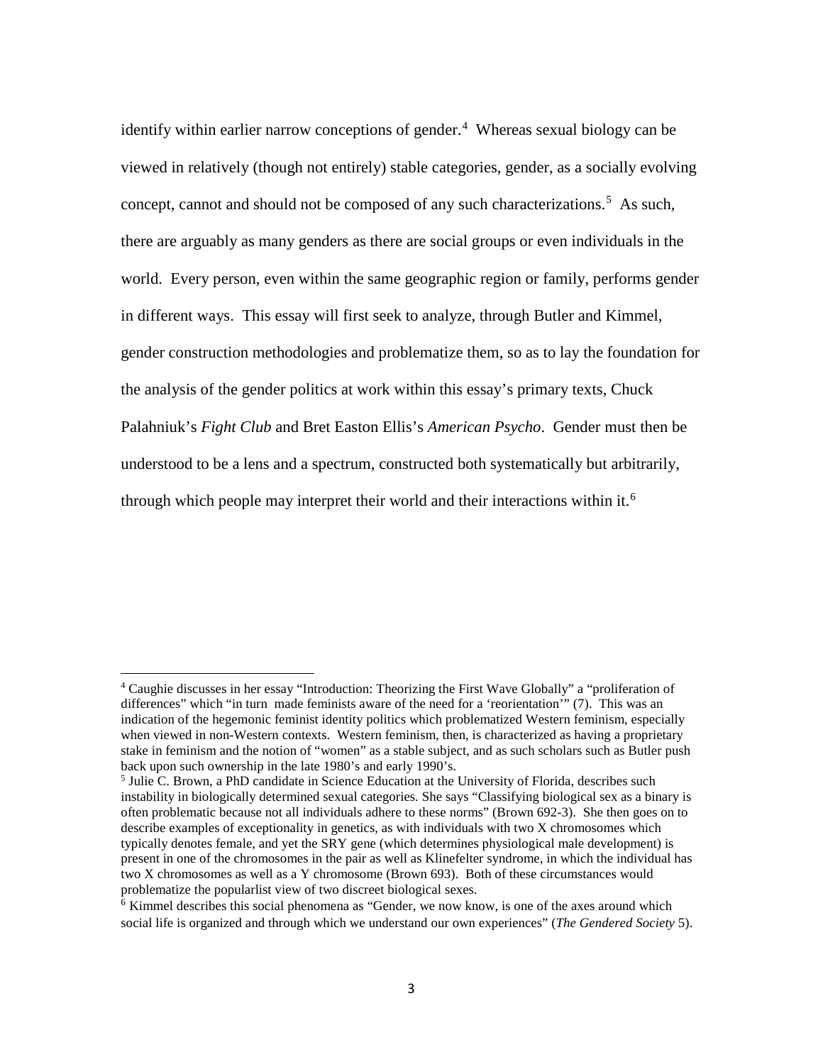identify within earlier narrow conceptions of gender.[4] Whereas sexual biology can be viewed in relatively (though not entirely) stable categories, gender, as a socially evolving concept, cannot and should not be composed of any such characterizations.[5] As such, there are arguably as many genders as there are social groups or even individuals in the world. Every person, even within the same geographic region or family, performs gender in different ways. This essay will first seek to analyze, through Butler and Kimmel, gender construction methodologies and problematize them, so as to lay the foundation for the analysis of the gender politics at work within this essay's primary texts, Chuck Palahniuk's *Fight Club* and Bret Easton Ellis's *American Psycho*. Gender must then be understood to be a lens and a spectrum, constructed both systematically but arbitrarily, through which people may interpret their world and their interactions within it.[6]

---

[4] Caughie discusses in her essay "Introduction: Theorizing the First Wave Globally" a "proliferation of differences" which "in turn made feminists aware of the need for a 'reorientation'" (7). This was an indication of the hegemonic feminist identity politics which problematized Western feminism, especially when viewed in non-Western contexts. Western feminism, then, is characterized as having a proprietary stake in feminism and the notion of "women" as a stable subject, and as such scholars such as Butler push back upon such ownership in the late 1980's and early 1990's.

[5] Julie C. Brown, a PhD candidate in Science Education at the University of Florida, describes such instability in biologically determined sexual categories. She says "Classifying biological sex as a binary is often problematic because not all individuals adhere to these norms" (Brown 692-3). She then goes on to describe examples of exceptionality in genetics, as with individuals with two X chromosomes which typically denotes female, and yet the SRY gene (which determines physiological male development) is present in one of the chromosomes in the pair as well as Klinefelter syndrome, in which the individual has two X chromosomes as well as a Y chromosome (Brown 693). Both of these circumstances would problematize the popularlist view of two discreet biological sexes.

[6] Kimmel describes this social phenomena as "Gender, we now know, is one of the axes around which social life is organized and through which we understand our own experiences" (*The Gendered Society* 5).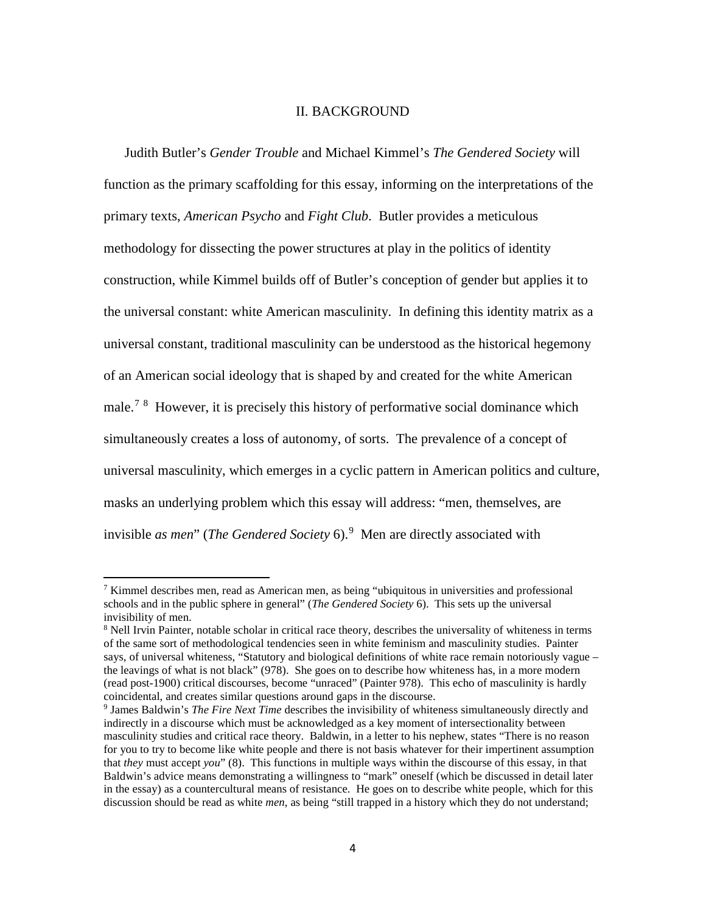## II. BACKGROUND

Judith Butler's *Gender Trouble* and Michael Kimmel's *The Gendered Society* will function as the primary scaffolding for this essay, informing on the interpretations of the primary texts, *American Psycho* and *Fight Club*. Butler provides a meticulous methodology for dissecting the power structures at play in the politics of identity construction, while Kimmel builds off of Butler's conception of gender but applies it to the universal constant: white American masculinity. In defining this identity matrix as a universal constant, traditional masculinity can be understood as the historical hegemony of an American social ideology that is shaped by and created for the white American male.[7] [8] However, it is precisely this history of performative social dominance which simultaneously creates a loss of autonomy, of sorts. The prevalence of a concept of universal masculinity, which emerges in a cyclic pattern in American politics and culture, masks an underlying problem which this essay will address: "men, themselves, are invisible *as men*" (*The Gendered Society* 6).[9] Men are directly associated with

---

[7] Kimmel describes men, read as American men, as being "ubiquitous in universities and professional schools and in the public sphere in general" (*The Gendered Society* 6). This sets up the universal invisibility of men.

[8] Nell Irvin Painter, notable scholar in critical race theory, describes the universality of whiteness in terms of the same sort of methodological tendencies seen in white feminism and masculinity studies. Painter says, of universal whiteness, "Statutory and biological definitions of white race remain notoriously vague – the leavings of what is not black" (978). She goes on to describe how whiteness has, in a more modern (read post-1900) critical discourses, become "unraced" (Painter 978). This echo of masculinity is hardly coincidental, and creates similar questions around gaps in the discourse.

[9] James Baldwin's *The Fire Next Time* describes the invisibility of whiteness simultaneously directly and indirectly in a discourse which must be acknowledged as a key moment of intersectionality between masculinity studies and critical race theory. Baldwin, in a letter to his nephew, states "There is no reason for you to try to become like white people and there is not basis whatever for their impertinent assumption that *they* must accept *you*" (8). This functions in multiple ways within the discourse of this essay, in that Baldwin's advice means demonstrating a willingness to "mark" oneself (which be discussed in detail later in the essay) as a countercultural means of resistance. He goes on to describe white people, which for this discussion should be read as white *men*, as being "still trapped in a history which they do not understand;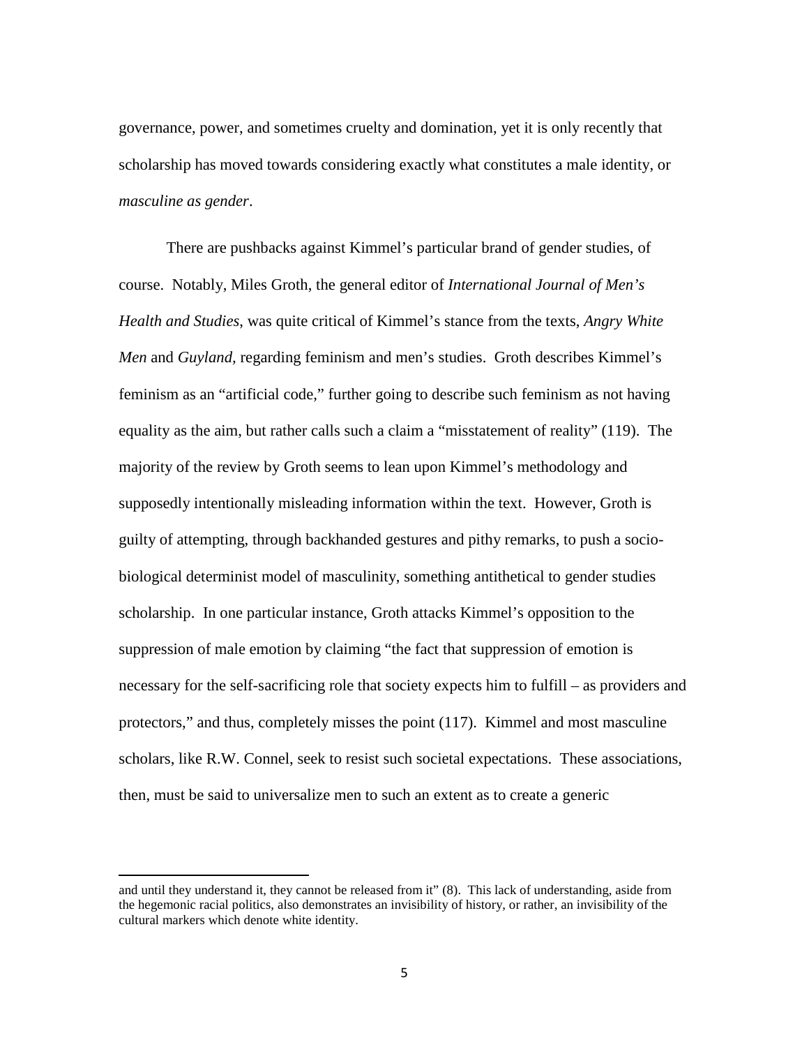governance, power, and sometimes cruelty and domination, yet it is only recently that scholarship has moved towards considering exactly what constitutes a male identity, or *masculine as gender*.

There are pushbacks against Kimmel's particular brand of gender studies, of course. Notably, Miles Groth, the general editor of *International Journal of Men's Health and Studies*, was quite critical of Kimmel's stance from the texts, *Angry White Men* and *Guyland*, regarding feminism and men's studies. Groth describes Kimmel's feminism as an "artificial code," further going to describe such feminism as not having equality as the aim, but rather calls such a claim a "misstatement of reality" (119). The majority of the review by Groth seems to lean upon Kimmel's methodology and supposedly intentionally misleading information within the text. However, Groth is guilty of attempting, through backhanded gestures and pithy remarks, to push a socio-biological determinist model of masculinity, something antithetical to gender studies scholarship. In one particular instance, Groth attacks Kimmel's opposition to the suppression of male emotion by claiming "the fact that suppression of emotion is necessary for the self-sacrificing role that society expects him to fulfill – as providers and protectors," and thus, completely misses the point (117). Kimmel and most masculine scholars, like R.W. Connel, seek to resist such societal expectations. These associations, then, must be said to universalize men to such an extent as to create a generic

---

and until they understand it, they cannot be released from it" (8). This lack of understanding, aside from the hegemonic racial politics, also demonstrates an invisibility of history, or rather, an invisibility of the cultural markers which denote white identity.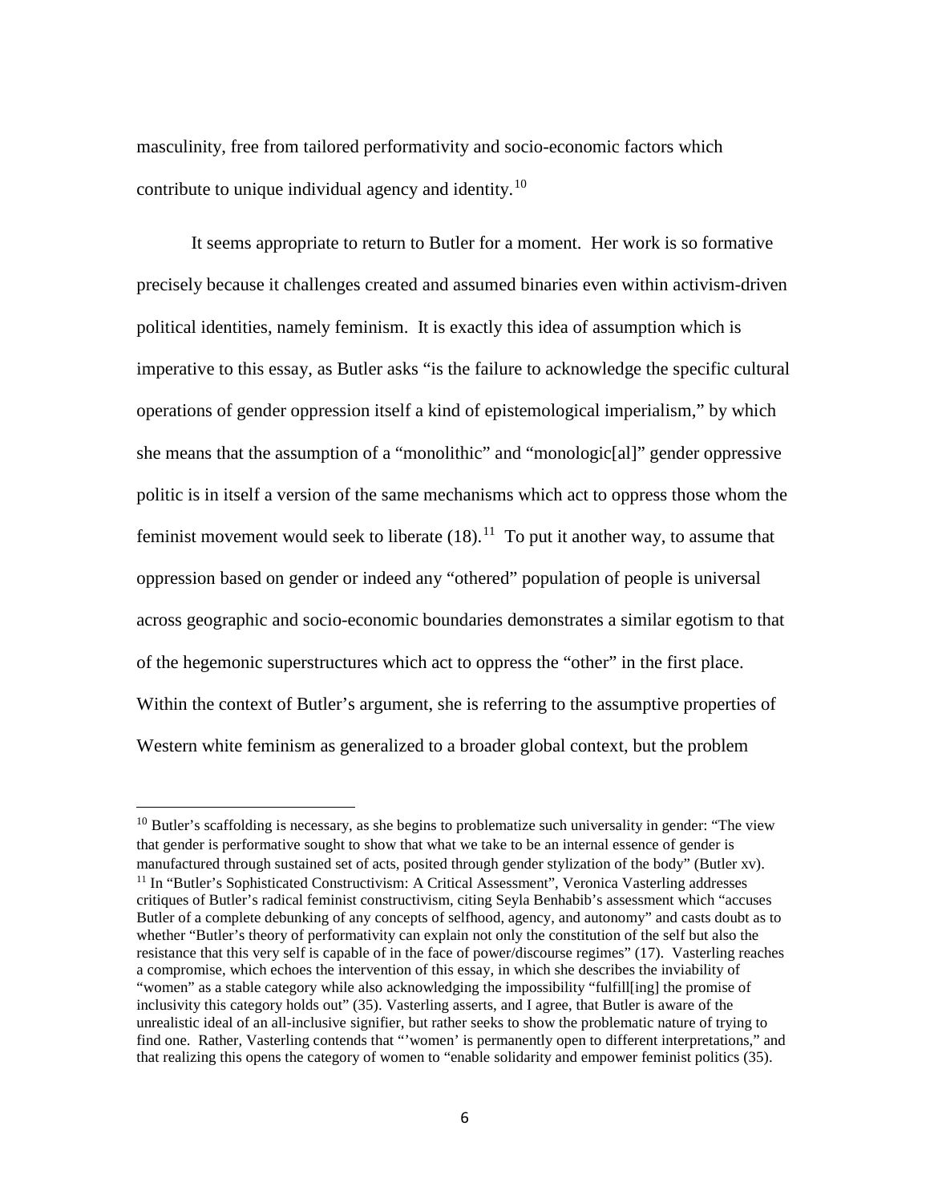masculinity, free from tailored performativity and socio-economic factors which contribute to unique individual agency and identity.[10]

It seems appropriate to return to Butler for a moment. Her work is so formative precisely because it challenges created and assumed binaries even within activism-driven political identities, namely feminism. It is exactly this idea of assumption which is imperative to this essay, as Butler asks "is the failure to acknowledge the specific cultural operations of gender oppression itself a kind of epistemological imperialism," by which she means that the assumption of a "monolithic" and "monologic[al]" gender oppressive politic is in itself a version of the same mechanisms which act to oppress those whom the feminist movement would seek to liberate (18).[11] To put it another way, to assume that oppression based on gender or indeed any "othered" population of people is universal across geographic and socio-economic boundaries demonstrates a similar egotism to that of the hegemonic superstructures which act to oppress the "other" in the first place. Within the context of Butler's argument, she is referring to the assumptive properties of Western white feminism as generalized to a broader global context, but the problem

---

[10] Butler's scaffolding is necessary, as she begins to problematize such universality in gender: "The view that gender is performative sought to show that what we take to be an internal essence of gender is manufactured through sustained set of acts, posited through gender stylization of the body" (Butler xv).

[11] In "Butler's Sophisticated Constructivism: A Critical Assessment", Veronica Vasterling addresses critiques of Butler's radical feminist constructivism, citing Seyla Benhabib's assessment which "accuses Butler of a complete debunking of any concepts of selfhood, agency, and autonomy" and casts doubt as to whether "Butler's theory of performativity can explain not only the constitution of the self but also the resistance that this very self is capable of in the face of power/discourse regimes" (17). Vasterling reaches a compromise, which echoes the intervention of this essay, in which she describes the inviability of "women" as a stable category while also acknowledging the impossibility "fulfill[ing] the promise of inclusivity this category holds out" (35). Vasterling asserts, and I agree, that Butler is aware of the unrealistic ideal of an all-inclusive signifier, but rather seeks to show the problematic nature of trying to find one. Rather, Vasterling contends that "'women' is permanently open to different interpretations," and that realizing this opens the category of women to "enable solidarity and empower feminist politics (35).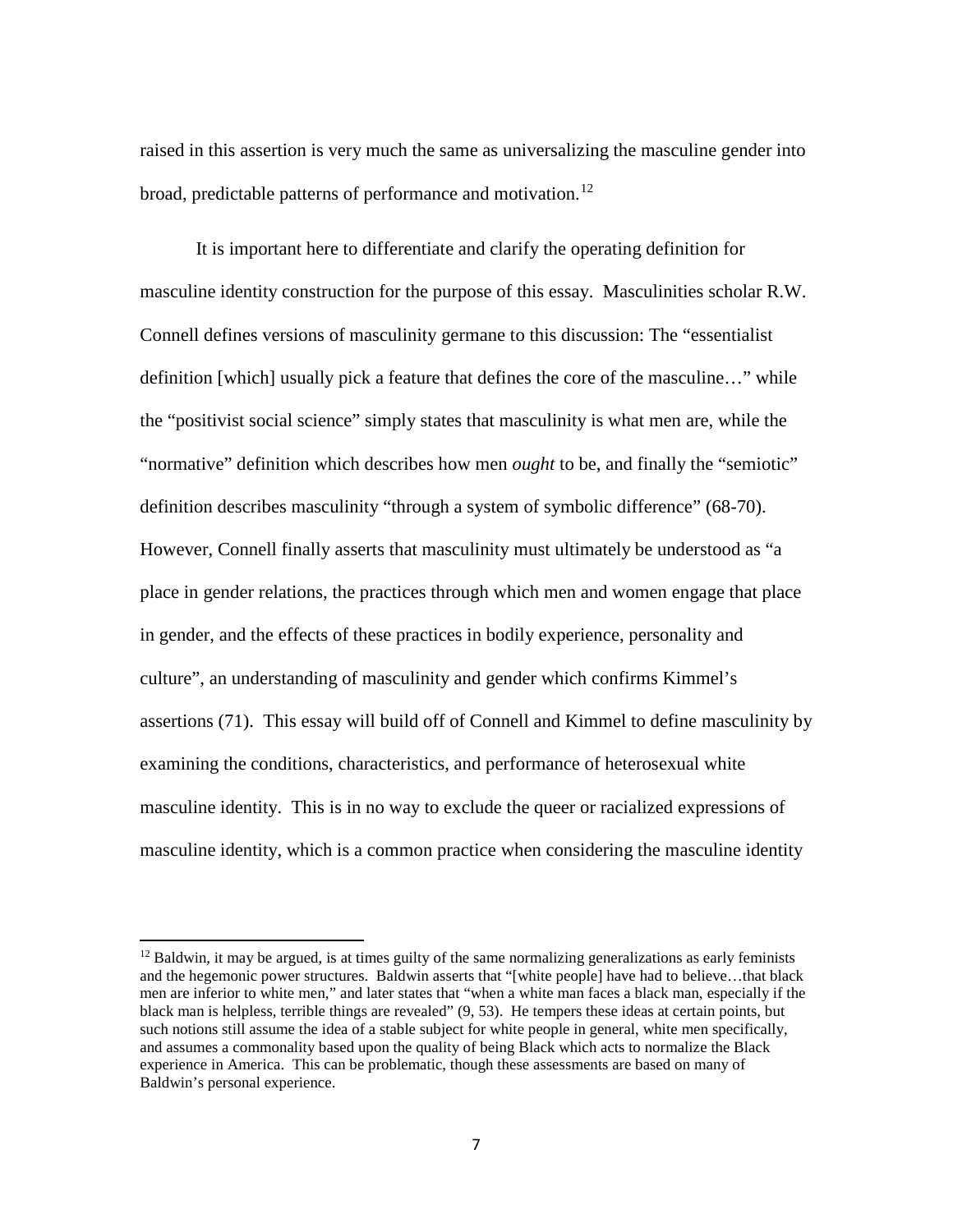raised in this assertion is very much the same as universalizing the masculine gender into broad, predictable patterns of performance and motivation.[12]

It is important here to differentiate and clarify the operating definition for masculine identity construction for the purpose of this essay. Masculinities scholar R.W. Connell defines versions of masculinity germane to this discussion: The "essentialist definition [which] usually pick a feature that defines the core of the masculine…" while the "positivist social science" simply states that masculinity is what men are, while the "normative" definition which describes how men *ought* to be, and finally the "semiotic" definition describes masculinity "through a system of symbolic difference" (68-70). However, Connell finally asserts that masculinity must ultimately be understood as "a place in gender relations, the practices through which men and women engage that place in gender, and the effects of these practices in bodily experience, personality and culture", an understanding of masculinity and gender which confirms Kimmel's assertions (71). This essay will build off of Connell and Kimmel to define masculinity by examining the conditions, characteristics, and performance of heterosexual white masculine identity. This is in no way to exclude the queer or racialized expressions of masculine identity, which is a common practice when considering the masculine identity

---

[12] Baldwin, it may be argued, is at times guilty of the same normalizing generalizations as early feminists and the hegemonic power structures. Baldwin asserts that "[white people] have had to believe…that black men are inferior to white men," and later states that "when a white man faces a black man, especially if the black man is helpless, terrible things are revealed" (9, 53). He tempers these ideas at certain points, but such notions still assume the idea of a stable subject for white people in general, white men specifically, and assumes a commonality based upon the quality of being Black which acts to normalize the Black experience in America. This can be problematic, though these assessments are based on many of Baldwin's personal experience.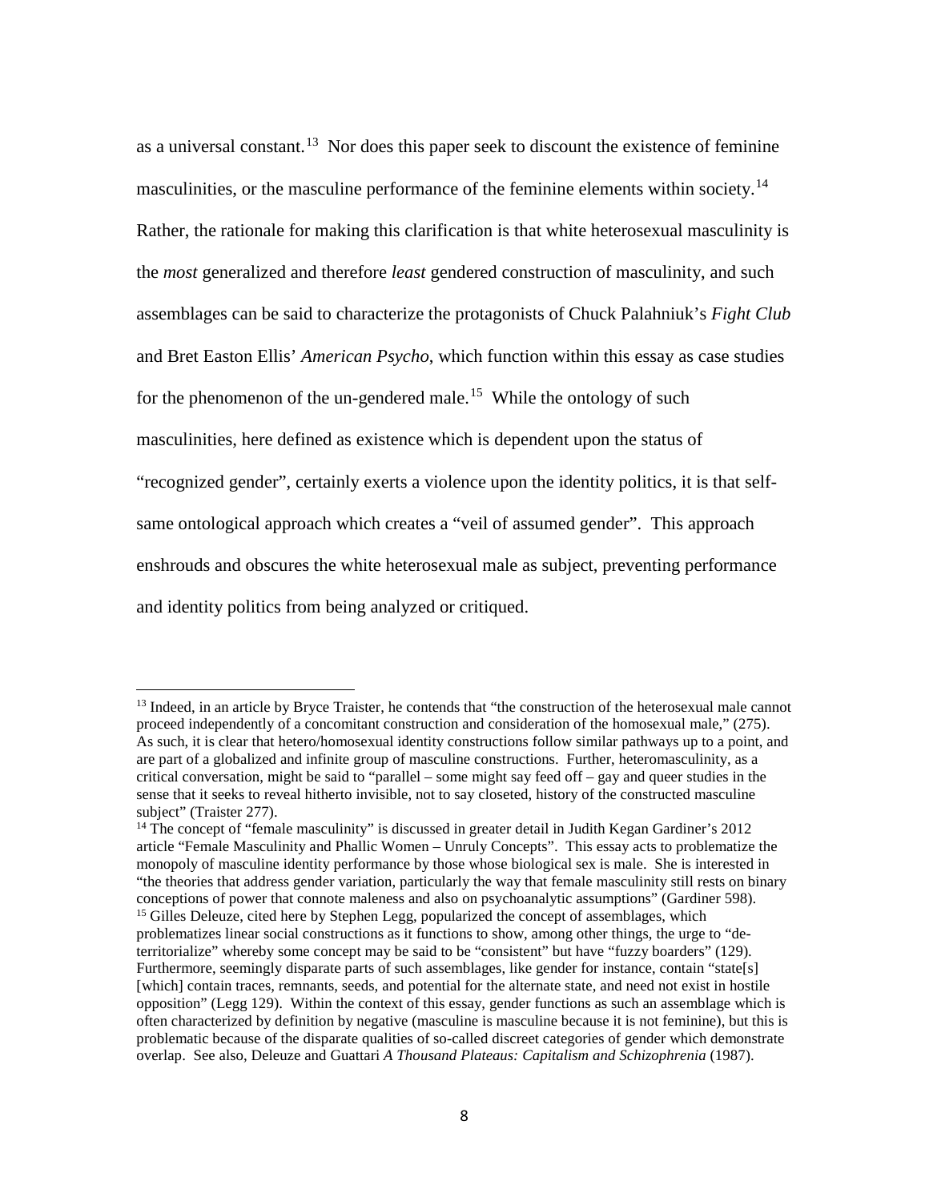as a universal constant.[13] Nor does this paper seek to discount the existence of feminine masculinities, or the masculine performance of the feminine elements within society.[14] Rather, the rationale for making this clarification is that white heterosexual masculinity is the *most* generalized and therefore *least* gendered construction of masculinity, and such assemblages can be said to characterize the protagonists of Chuck Palahniuk's *Fight Club* and Bret Easton Ellis' *American Psycho*, which function within this essay as case studies for the phenomenon of the un-gendered male.[15] While the ontology of such masculinities, here defined as existence which is dependent upon the status of "recognized gender", certainly exerts a violence upon the identity politics, it is that self-same ontological approach which creates a "veil of assumed gender". This approach enshrouds and obscures the white heterosexual male as subject, preventing performance and identity politics from being analyzed or critiqued.

---

[13] Indeed, in an article by Bryce Traister, he contends that "the construction of the heterosexual male cannot proceed independently of a concomitant construction and consideration of the homosexual male," (275). As such, it is clear that hetero/homosexual identity constructions follow similar pathways up to a point, and are part of a globalized and infinite group of masculine constructions. Further, heteromasculinity, as a critical conversation, might be said to "parallel – some might say feed off – gay and queer studies in the sense that it seeks to reveal hitherto invisible, not to say closeted, history of the constructed masculine subject" (Traister 277).

[14] The concept of "female masculinity" is discussed in greater detail in Judith Kegan Gardiner's 2012 article "Female Masculinity and Phallic Women – Unruly Concepts". This essay acts to problematize the monopoly of masculine identity performance by those whose biological sex is male. She is interested in "the theories that address gender variation, particularly the way that female masculinity still rests on binary conceptions of power that connote maleness and also on psychoanalytic assumptions" (Gardiner 598).

[15] Gilles Deleuze, cited here by Stephen Legg, popularized the concept of assemblages, which problematizes linear social constructions as it functions to show, among other things, the urge to "de-territorialize" whereby some concept may be said to be "consistent" but have "fuzzy boarders" (129). Furthermore, seemingly disparate parts of such assemblages, like gender for instance, contain "state[s] [which] contain traces, remnants, seeds, and potential for the alternate state, and need not exist in hostile opposition" (Legg 129). Within the context of this essay, gender functions as such an assemblage which is often characterized by definition by negative (masculine is masculine because it is not feminine), but this is problematic because of the disparate qualities of so-called discreet categories of gender which demonstrate overlap. See also, Deleuze and Guattari *A Thousand Plateaus: Capitalism and Schizophrenia* (1987).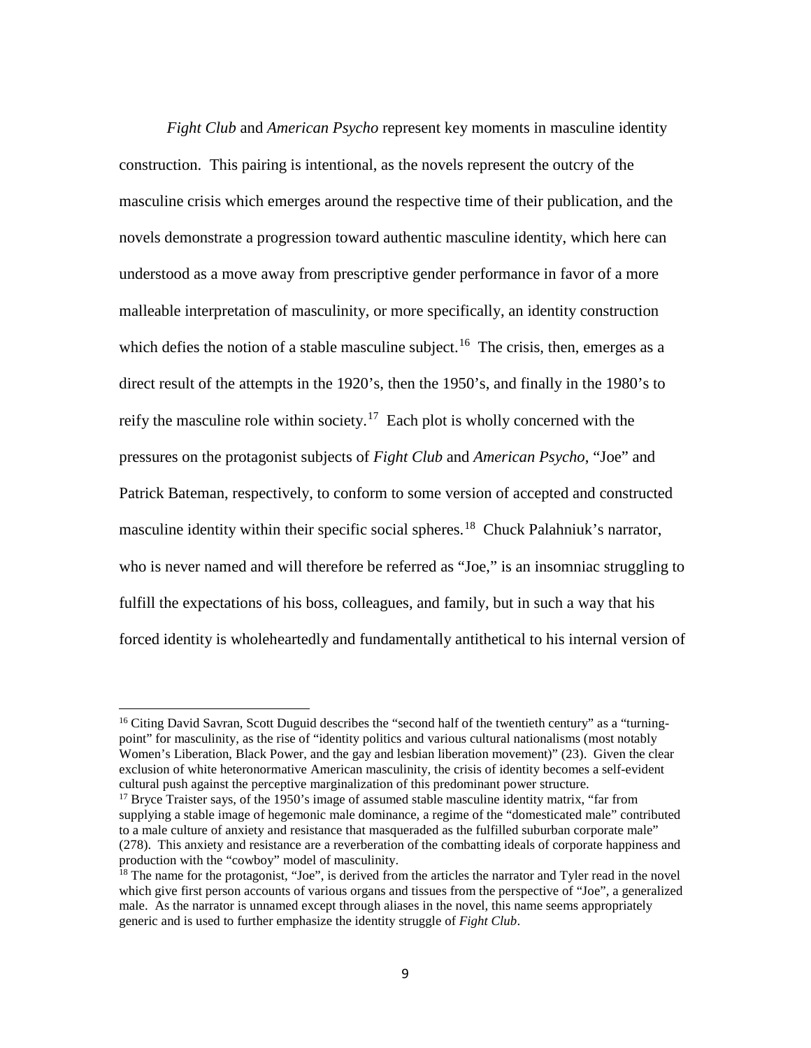*Fight Club* and *American Psycho* represent key moments in masculine identity construction. This pairing is intentional, as the novels represent the outcry of the masculine crisis which emerges around the respective time of their publication, and the novels demonstrate a progression toward authentic masculine identity, which here can understood as a move away from prescriptive gender performance in favor of a more malleable interpretation of masculinity, or more specifically, an identity construction which defies the notion of a stable masculine subject.[16] The crisis, then, emerges as a direct result of the attempts in the 1920's, then the 1950's, and finally in the 1980's to reify the masculine role within society.[17] Each plot is wholly concerned with the pressures on the protagonist subjects of *Fight Club* and *American Psycho*, "Joe" and Patrick Bateman, respectively, to conform to some version of accepted and constructed masculine identity within their specific social spheres.[18] Chuck Palahniuk's narrator, who is never named and will therefore be referred as "Joe," is an insomniac struggling to fulfill the expectations of his boss, colleagues, and family, but in such a way that his forced identity is wholeheartedly and fundamentally antithetical to his internal version of

---

[16] Citing David Savran, Scott Duguid describes the "second half of the twentieth century" as a "turning-point" for masculinity, as the rise of "identity politics and various cultural nationalisms (most notably Women's Liberation, Black Power, and the gay and lesbian liberation movement)" (23). Given the clear exclusion of white heteronormative American masculinity, the crisis of identity becomes a self-evident cultural push against the perceptive marginalization of this predominant power structure.

[17] Bryce Traister says, of the 1950's image of assumed stable masculine identity matrix, "far from supplying a stable image of hegemonic male dominance, a regime of the "domesticated male" contributed to a male culture of anxiety and resistance that masqueraded as the fulfilled suburban corporate male" (278). This anxiety and resistance are a reverberation of the combatting ideals of corporate happiness and production with the "cowboy" model of masculinity.

[18] The name for the protagonist, "Joe", is derived from the articles the narrator and Tyler read in the novel which give first person accounts of various organs and tissues from the perspective of "Joe", a generalized male. As the narrator is unnamed except through aliases in the novel, this name seems appropriately generic and is used to further emphasize the identity struggle of *Fight Club*.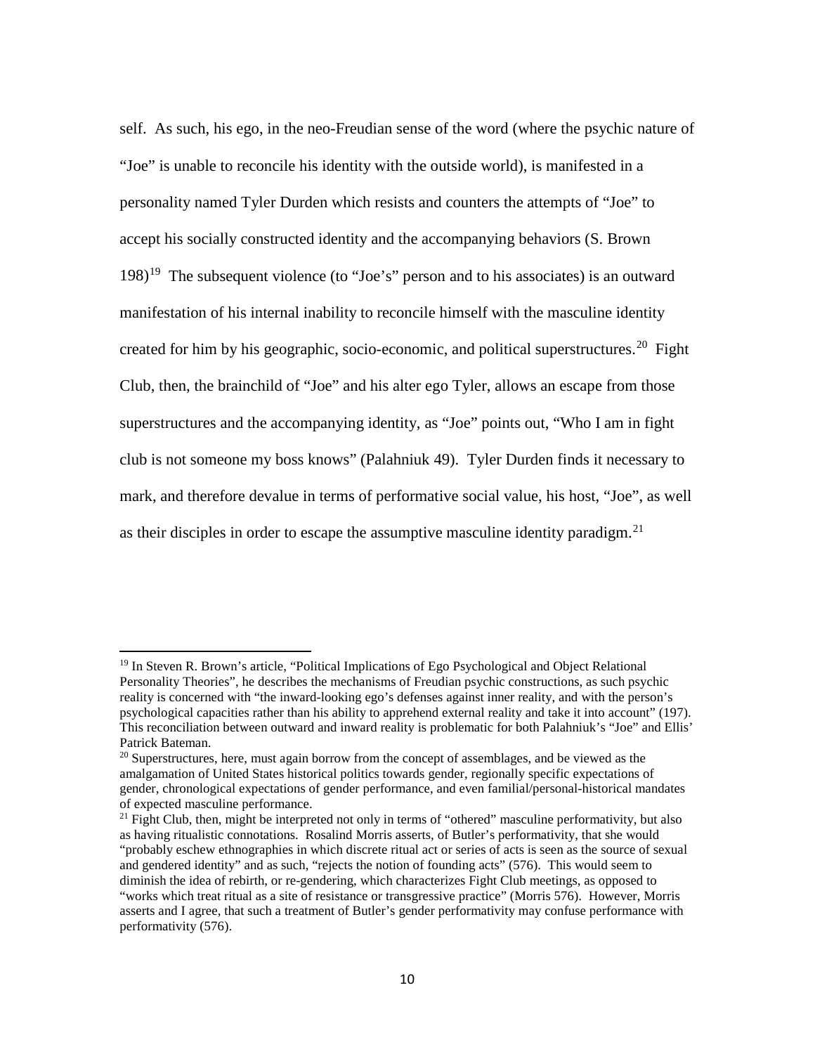self. As such, his ego, in the neo-Freudian sense of the word (where the psychic nature of "Joe" is unable to reconcile his identity with the outside world), is manifested in a personality named Tyler Durden which resists and counters the attempts of "Joe" to accept his socially constructed identity and the accompanying behaviors (S. Brown 198)[19] The subsequent violence (to "Joe's" person and to his associates) is an outward manifestation of his internal inability to reconcile himself with the masculine identity created for him by his geographic, socio-economic, and political superstructures.[20] Fight Club, then, the brainchild of "Joe" and his alter ego Tyler, allows an escape from those superstructures and the accompanying identity, as "Joe" points out, "Who I am in fight club is not someone my boss knows" (Palahniuk 49). Tyler Durden finds it necessary to mark, and therefore devalue in terms of performative social value, his host, "Joe", as well as their disciples in order to escape the assumptive masculine identity paradigm.[21]

---

[19] In Steven R. Brown's article, "Political Implications of Ego Psychological and Object Relational Personality Theories", he describes the mechanisms of Freudian psychic constructions, as such psychic reality is concerned with "the inward-looking ego's defenses against inner reality, and with the person's psychological capacities rather than his ability to apprehend external reality and take it into account" (197). This reconciliation between outward and inward reality is problematic for both Palahniuk's "Joe" and Ellis' Patrick Bateman.

[20] Superstructures, here, must again borrow from the concept of assemblages, and be viewed as the amalgamation of United States historical politics towards gender, regionally specific expectations of gender, chronological expectations of gender performance, and even familial/personal-historical mandates of expected masculine performance.

[21] Fight Club, then, might be interpreted not only in terms of "othered" masculine performativity, but also as having ritualistic connotations. Rosalind Morris asserts, of Butler's performativity, that she would "probably eschew ethnographies in which discrete ritual act or series of acts is seen as the source of sexual and gendered identity" and as such, "rejects the notion of founding acts" (576). This would seem to diminish the idea of rebirth, or re-gendering, which characterizes Fight Club meetings, as opposed to "works which treat ritual as a site of resistance or transgressive practice" (Morris 576). However, Morris asserts and I agree, that such a treatment of Butler's gender performativity may confuse performance with performativity (576).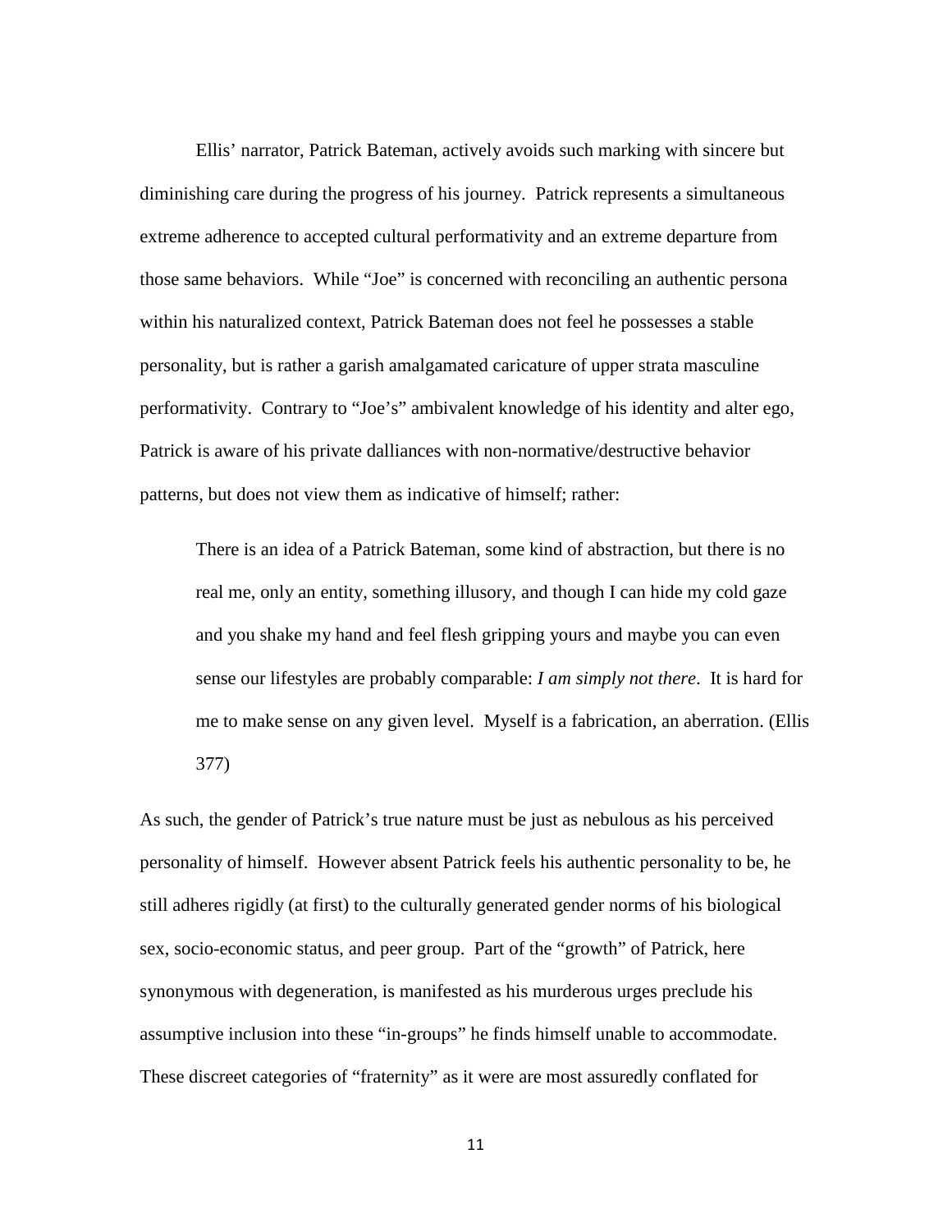Ellis' narrator, Patrick Bateman, actively avoids such marking with sincere but diminishing care during the progress of his journey. Patrick represents a simultaneous extreme adherence to accepted cultural performativity and an extreme departure from those same behaviors. While "Joe" is concerned with reconciling an authentic persona within his naturalized context, Patrick Bateman does not feel he possesses a stable personality, but is rather a garish amalgamated caricature of upper strata masculine performativity. Contrary to "Joe's" ambivalent knowledge of his identity and alter ego, Patrick is aware of his private dalliances with non-normative/destructive behavior patterns, but does not view them as indicative of himself; rather:

> There is an idea of a Patrick Bateman, some kind of abstraction, but there is no real me, only an entity, something illusory, and though I can hide my cold gaze and you shake my hand and feel flesh gripping yours and maybe you can even sense our lifestyles are probably comparable: *I am simply not there*. It is hard for me to make sense on any given level. Myself is a fabrication, an aberration. (Ellis 377)

As such, the gender of Patrick's true nature must be just as nebulous as his perceived personality of himself. However absent Patrick feels his authentic personality to be, he still adheres rigidly (at first) to the culturally generated gender norms of his biological sex, socio-economic status, and peer group. Part of the "growth" of Patrick, here synonymous with degeneration, is manifested as his murderous urges preclude his assumptive inclusion into these "in-groups" he finds himself unable to accommodate. These discreet categories of "fraternity" as it were are most assuredly conflated for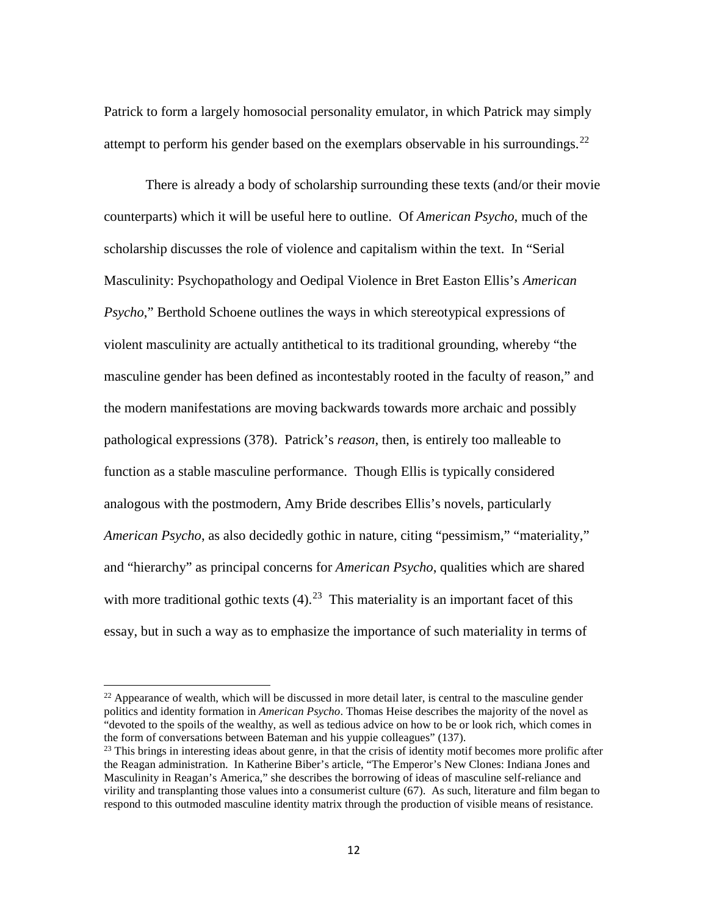Patrick to form a largely homosocial personality emulator, in which Patrick may simply attempt to perform his gender based on the exemplars observable in his surroundings.[22]

There is already a body of scholarship surrounding these texts (and/or their movie counterparts) which it will be useful here to outline. Of *American Psycho*, much of the scholarship discusses the role of violence and capitalism within the text. In "Serial Masculinity: Psychopathology and Oedipal Violence in Bret Easton Ellis's *American Psycho*," Berthold Schoene outlines the ways in which stereotypical expressions of violent masculinity are actually antithetical to its traditional grounding, whereby "the masculine gender has been defined as incontestably rooted in the faculty of reason," and the modern manifestations are moving backwards towards more archaic and possibly pathological expressions (378). Patrick's *reason*, then, is entirely too malleable to function as a stable masculine performance. Though Ellis is typically considered analogous with the postmodern, Amy Bride describes Ellis's novels, particularly *American Psycho*, as also decidedly gothic in nature, citing "pessimism," "materiality," and "hierarchy" as principal concerns for *American Psycho*, qualities which are shared with more traditional gothic texts (4).[23] This materiality is an important facet of this essay, but in such a way as to emphasize the importance of such materiality in terms of

---

[22] Appearance of wealth, which will be discussed in more detail later, is central to the masculine gender politics and identity formation in *American Psycho*. Thomas Heise describes the majority of the novel as "devoted to the spoils of the wealthy, as well as tedious advice on how to be or look rich, which comes in the form of conversations between Bateman and his yuppie colleagues" (137).

[23] This brings in interesting ideas about genre, in that the crisis of identity motif becomes more prolific after the Reagan administration. In Katherine Biber's article, "The Emperor's New Clones: Indiana Jones and Masculinity in Reagan's America," she describes the borrowing of ideas of masculine self-reliance and virility and transplanting those values into a consumerist culture (67). As such, literature and film began to respond to this outmoded masculine identity matrix through the production of visible means of resistance.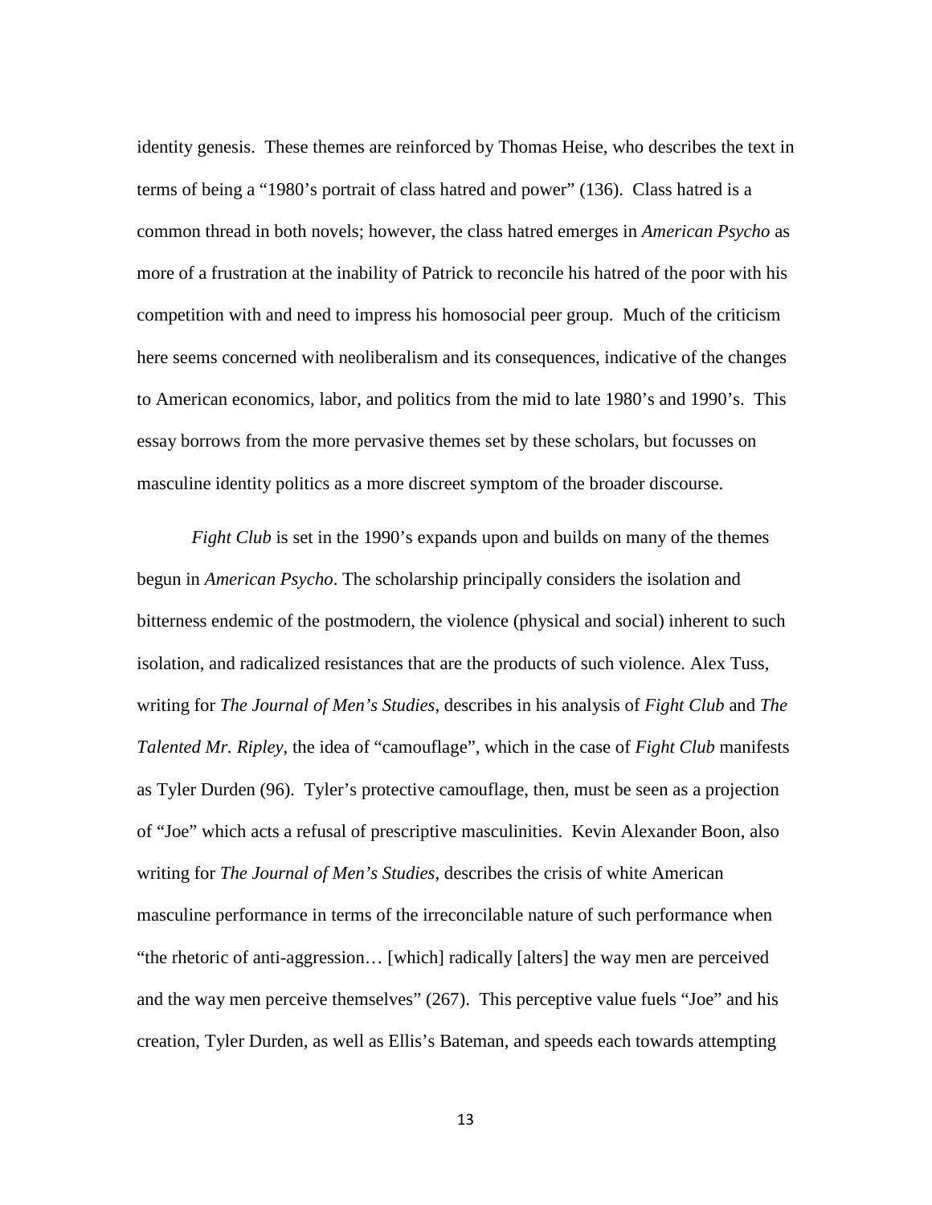identity genesis. These themes are reinforced by Thomas Heise, who describes the text in terms of being a "1980's portrait of class hatred and power" (136). Class hatred is a common thread in both novels; however, the class hatred emerges in *American Psycho* as more of a frustration at the inability of Patrick to reconcile his hatred of the poor with his competition with and need to impress his homosocial peer group. Much of the criticism here seems concerned with neoliberalism and its consequences, indicative of the changes to American economics, labor, and politics from the mid to late 1980's and 1990's. This essay borrows from the more pervasive themes set by these scholars, but focusses on masculine identity politics as a more discreet symptom of the broader discourse.

*Fight Club* is set in the 1990's expands upon and builds on many of the themes begun in *American Psycho*. The scholarship principally considers the isolation and bitterness endemic of the postmodern, the violence (physical and social) inherent to such isolation, and radicalized resistances that are the products of such violence. Alex Tuss, writing for *The Journal of Men's Studies*, describes in his analysis of *Fight Club* and *The Talented Mr. Ripley*, the idea of "camouflage", which in the case of *Fight Club* manifests as Tyler Durden (96). Tyler's protective camouflage, then, must be seen as a projection of "Joe" which acts a refusal of prescriptive masculinities. Kevin Alexander Boon, also writing for *The Journal of Men's Studies*, describes the crisis of white American masculine performance in terms of the irreconcilable nature of such performance when "the rhetoric of anti-aggression… [which] radically [alters] the way men are perceived and the way men perceive themselves" (267). This perceptive value fuels "Joe" and his creation, Tyler Durden, as well as Ellis's Bateman, and speeds each towards attempting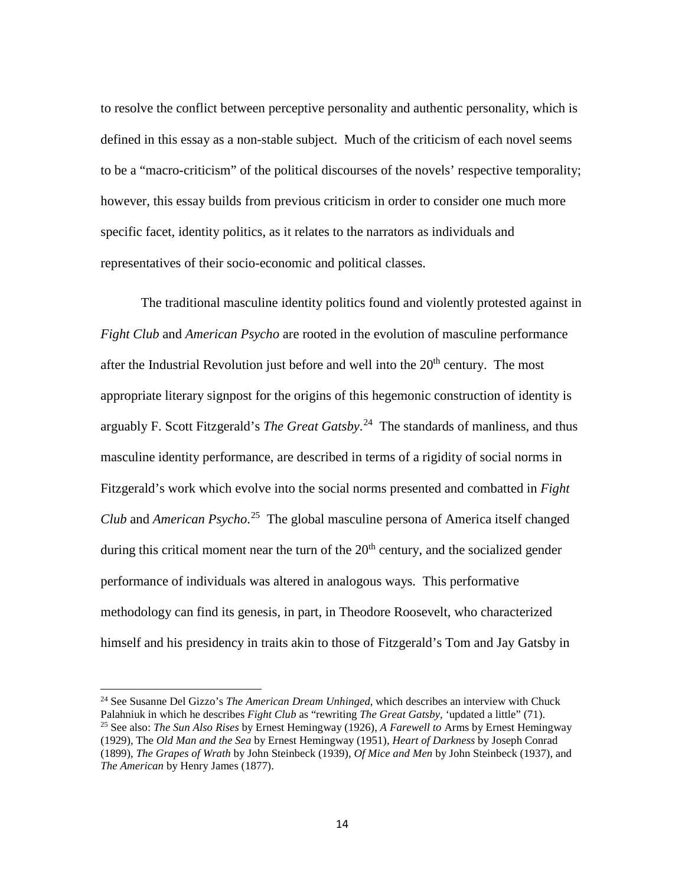to resolve the conflict between perceptive personality and authentic personality, which is defined in this essay as a non-stable subject. Much of the criticism of each novel seems to be a "macro-criticism" of the political discourses of the novels' respective temporality; however, this essay builds from previous criticism in order to consider one much more specific facet, identity politics, as it relates to the narrators as individuals and representatives of their socio-economic and political classes.

The traditional masculine identity politics found and violently protested against in *Fight Club* and *American Psycho* are rooted in the evolution of masculine performance after the Industrial Revolution just before and well into the 20th century. The most appropriate literary signpost for the origins of this hegemonic construction of identity is arguably F. Scott Fitzgerald's *The Great Gatsby*.[24] The standards of manliness, and thus masculine identity performance, are described in terms of a rigidity of social norms in Fitzgerald's work which evolve into the social norms presented and combatted in *Fight Club* and *American Psycho*.[25] The global masculine persona of America itself changed during this critical moment near the turn of the 20th century, and the socialized gender performance of individuals was altered in analogous ways. This performative methodology can find its genesis, in part, in Theodore Roosevelt, who characterized himself and his presidency in traits akin to those of Fitzgerald's Tom and Jay Gatsby in

[24] See Susanne Del Gizzo's *The American Dream Unhinged*, which describes an interview with Chuck Palahniuk in which he describes *Fight Club* as "rewriting *The Great Gatsby*, 'updated a little" (71).

[25] See also: *The Sun Also Rises* by Ernest Hemingway (1926), *A Farewell to* Arms by Ernest Hemingway (1929), The *Old Man and the Sea* by Ernest Hemingway (1951), *Heart of Darkness* by Joseph Conrad (1899), *The Grapes of Wrath* by John Steinbeck (1939), *Of Mice and Men* by John Steinbeck (1937), and *The American* by Henry James (1877).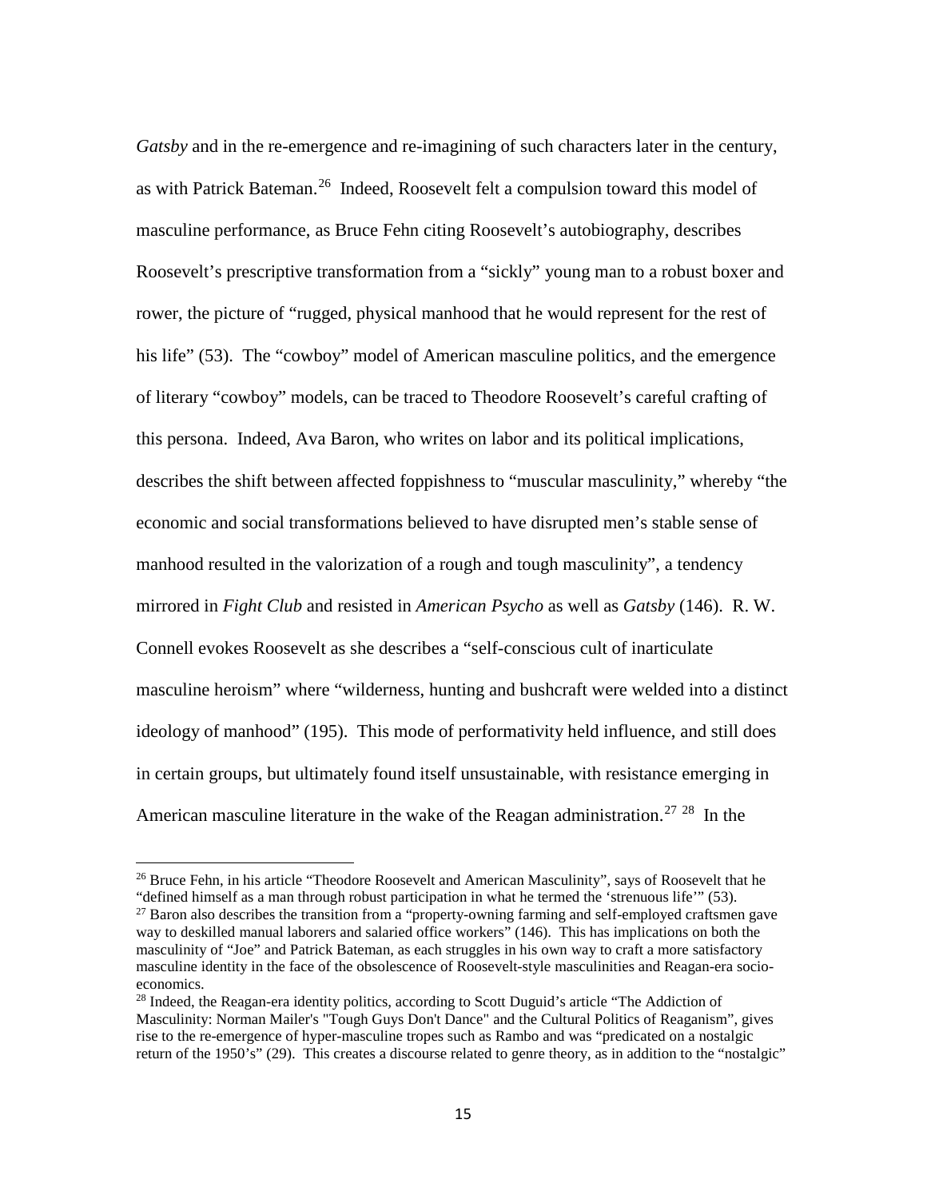*Gatsby* and in the re-emergence and re-imagining of such characters later in the century, as with Patrick Bateman.[26] Indeed, Roosevelt felt a compulsion toward this model of masculine performance, as Bruce Fehn citing Roosevelt's autobiography, describes Roosevelt's prescriptive transformation from a "sickly" young man to a robust boxer and rower, the picture of "rugged, physical manhood that he would represent for the rest of his life" (53). The "cowboy" model of American masculine politics, and the emergence of literary "cowboy" models, can be traced to Theodore Roosevelt's careful crafting of this persona. Indeed, Ava Baron, who writes on labor and its political implications, describes the shift between affected foppishness to "muscular masculinity," whereby "the economic and social transformations believed to have disrupted men's stable sense of manhood resulted in the valorization of a rough and tough masculinity", a tendency mirrored in *Fight Club* and resisted in *American Psycho* as well as *Gatsby* (146). R. W. Connell evokes Roosevelt as she describes a "self-conscious cult of inarticulate masculine heroism" where "wilderness, hunting and bushcraft were welded into a distinct ideology of manhood" (195). This mode of performativity held influence, and still does in certain groups, but ultimately found itself unsustainable, with resistance emerging in American masculine literature in the wake of the Reagan administration.[27] [28] In the

---

[26] Bruce Fehn, in his article "Theodore Roosevelt and American Masculinity", says of Roosevelt that he "defined himself as a man through robust participation in what he termed the 'strenuous life'" (53).

[27] Baron also describes the transition from a "property-owning farming and self-employed craftsmen gave way to deskilled manual laborers and salaried office workers" (146). This has implications on both the masculinity of "Joe" and Patrick Bateman, as each struggles in his own way to craft a more satisfactory masculine identity in the face of the obsolescence of Roosevelt-style masculinities and Reagan-era socio-economics.

[28] Indeed, the Reagan-era identity politics, according to Scott Duguid's article "The Addiction of Masculinity: Norman Mailer's "Tough Guys Don't Dance" and the Cultural Politics of Reaganism", gives rise to the re-emergence of hyper-masculine tropes such as Rambo and was "predicated on a nostalgic return of the 1950's" (29). This creates a discourse related to genre theory, as in addition to the "nostalgic"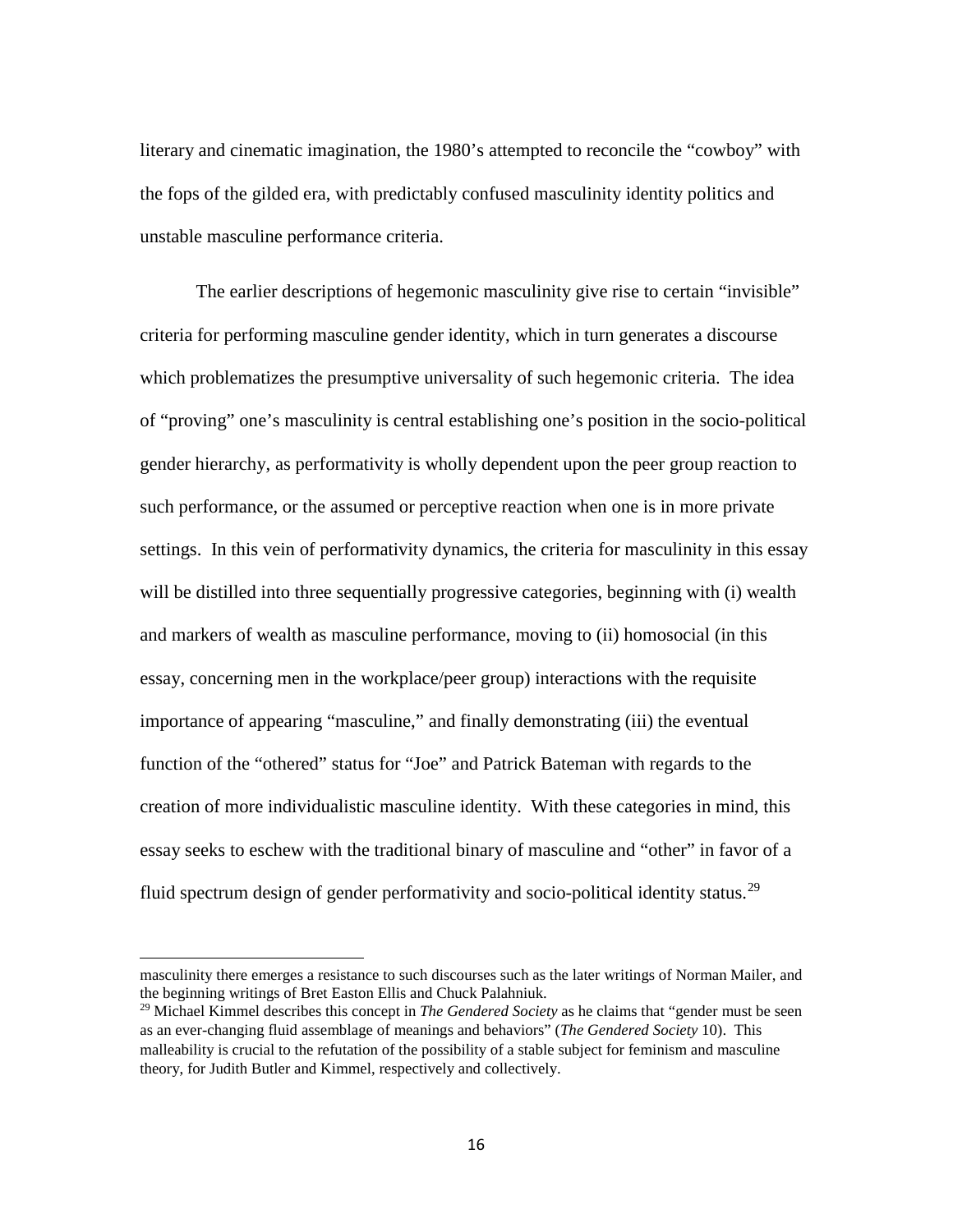literary and cinematic imagination, the 1980's attempted to reconcile the "cowboy" with the fops of the gilded era, with predictably confused masculinity identity politics and unstable masculine performance criteria.

The earlier descriptions of hegemonic masculinity give rise to certain "invisible" criteria for performing masculine gender identity, which in turn generates a discourse which problematizes the presumptive universality of such hegemonic criteria. The idea of "proving" one's masculinity is central establishing one's position in the socio-political gender hierarchy, as performativity is wholly dependent upon the peer group reaction to such performance, or the assumed or perceptive reaction when one is in more private settings. In this vein of performativity dynamics, the criteria for masculinity in this essay will be distilled into three sequentially progressive categories, beginning with (i) wealth and markers of wealth as masculine performance, moving to (ii) homosocial (in this essay, concerning men in the workplace/peer group) interactions with the requisite importance of appearing "masculine," and finally demonstrating (iii) the eventual function of the "othered" status for "Joe" and Patrick Bateman with regards to the creation of more individualistic masculine identity. With these categories in mind, this essay seeks to eschew with the traditional binary of masculine and "other" in favor of a fluid spectrum design of gender performativity and socio-political identity status.[29]

---

masculinity there emerges a resistance to such discourses such as the later writings of Norman Mailer, and the beginning writings of Bret Easton Ellis and Chuck Palahniuk.

[29] Michael Kimmel describes this concept in *The Gendered Society* as he claims that "gender must be seen as an ever-changing fluid assemblage of meanings and behaviors" (*The Gendered Society* 10). This malleability is crucial to the refutation of the possibility of a stable subject for feminism and masculine theory, for Judith Butler and Kimmel, respectively and collectively.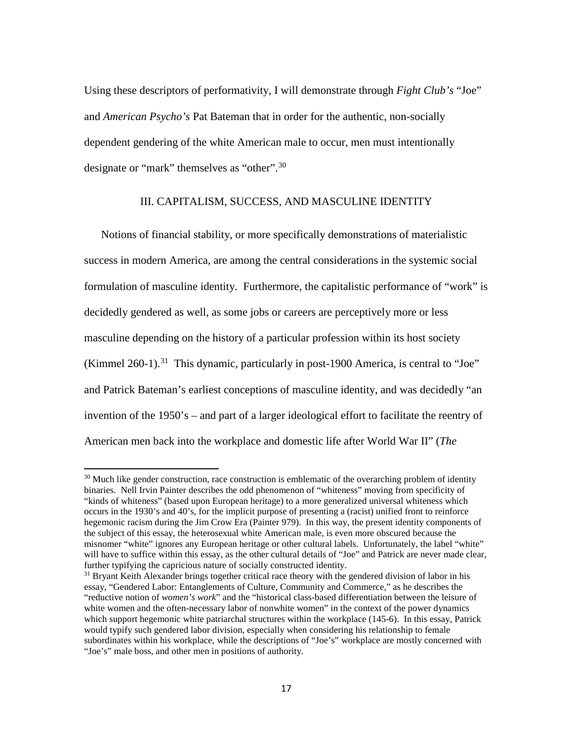Using these descriptors of performativity, I will demonstrate through *Fight Club's* "Joe" and *American Psycho's* Pat Bateman that in order for the authentic, non-socially dependent gendering of the white American male to occur, men must intentionally designate or "mark" themselves as "other".[30]

## III. CAPITALISM, SUCCESS, AND MASCULINE IDENTITY

Notions of financial stability, or more specifically demonstrations of materialistic success in modern America, are among the central considerations in the systemic social formulation of masculine identity. Furthermore, the capitalistic performance of "work" is decidedly gendered as well, as some jobs or careers are perceptively more or less masculine depending on the history of a particular profession within its host society (Kimmel 260-1).[31] This dynamic, particularly in post-1900 America, is central to "Joe" and Patrick Bateman's earliest conceptions of masculine identity, and was decidedly "an invention of the 1950's – and part of a larger ideological effort to facilitate the reentry of American men back into the workplace and domestic life after World War II" (*The*

---

[30] Much like gender construction, race construction is emblematic of the overarching problem of identity binaries. Nell Irvin Painter describes the odd phenomenon of "whiteness" moving from specificity of "kinds of whiteness" (based upon European heritage) to a more generalized universal whiteness which occurs in the 1930's and 40's, for the implicit purpose of presenting a (racist) unified front to reinforce hegemonic racism during the Jim Crow Era (Painter 979). In this way, the present identity components of the subject of this essay, the heterosexual white American male, is even more obscured because the misnomer "white" ignores any European heritage or other cultural labels. Unfortunately, the label "white" will have to suffice within this essay, as the other cultural details of "Joe" and Patrick are never made clear, further typifying the capricious nature of socially constructed identity.

[31] Bryant Keith Alexander brings together critical race theory with the gendered division of labor in his essay, "Gendered Labor: Entanglements of Culture, Community and Commerce," as he describes the "reductive notion of *women's work*" and the "historical class-based differentiation between the leisure of white women and the often-necessary labor of nonwhite women" in the context of the power dynamics which support hegemonic white patriarchal structures within the workplace (145-6). In this essay, Patrick would typify such gendered labor division, especially when considering his relationship to female subordinates within his workplace, while the descriptions of "Joe's" workplace are mostly concerned with "Joe's" male boss, and other men in positions of authority.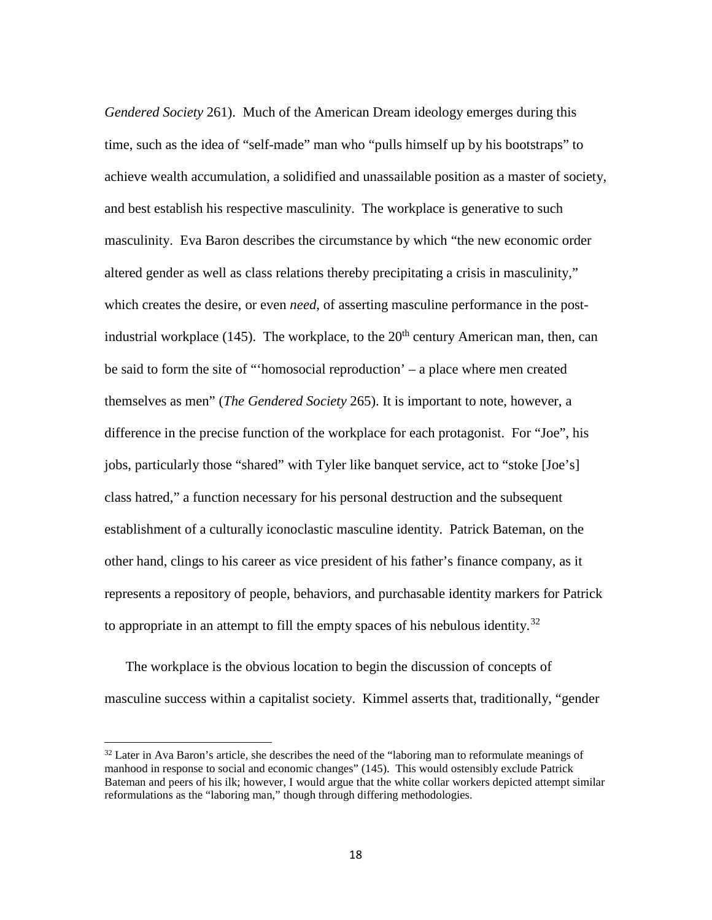*Gendered Society* 261). Much of the American Dream ideology emerges during this time, such as the idea of "self-made" man who "pulls himself up by his bootstraps" to achieve wealth accumulation, a solidified and unassailable position as a master of society, and best establish his respective masculinity. The workplace is generative to such masculinity. Eva Baron describes the circumstance by which "the new economic order altered gender as well as class relations thereby precipitating a crisis in masculinity," which creates the desire, or even *need*, of asserting masculine performance in the post-industrial workplace (145). The workplace, to the 20th century American man, then, can be said to form the site of "'homosocial reproduction' – a place where men created themselves as men" (*The Gendered Society* 265). It is important to note, however, a difference in the precise function of the workplace for each protagonist. For "Joe", his jobs, particularly those "shared" with Tyler like banquet service, act to "stoke [Joe's] class hatred," a function necessary for his personal destruction and the subsequent establishment of a culturally iconoclastic masculine identity. Patrick Bateman, on the other hand, clings to his career as vice president of his father's finance company, as it represents a repository of people, behaviors, and purchasable identity markers for Patrick to appropriate in an attempt to fill the empty spaces of his nebulous identity.[32]

The workplace is the obvious location to begin the discussion of concepts of masculine success within a capitalist society. Kimmel asserts that, traditionally, "gender

[32] Later in Ava Baron's article, she describes the need of the "laboring man to reformulate meanings of manhood in response to social and economic changes" (145). This would ostensibly exclude Patrick Bateman and peers of his ilk; however, I would argue that the white collar workers depicted attempt similar reformulations as the "laboring man," though through differing methodologies.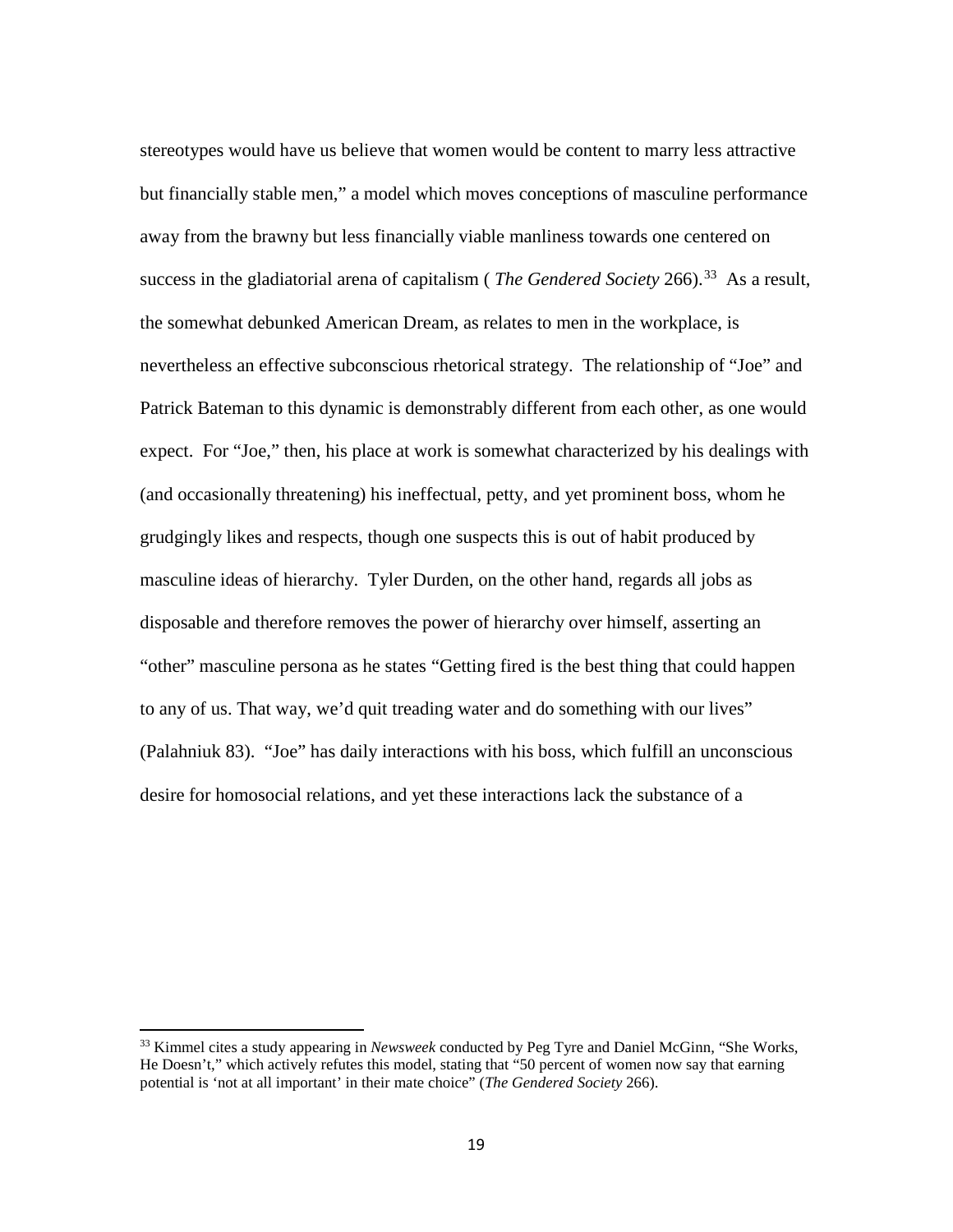stereotypes would have us believe that women would be content to marry less attractive but financially stable men," a model which moves conceptions of masculine performance away from the brawny but less financially viable manliness towards one centered on success in the gladiatorial arena of capitalism ( *The Gendered Society* 266).[33] As a result, the somewhat debunked American Dream, as relates to men in the workplace, is nevertheless an effective subconscious rhetorical strategy. The relationship of "Joe" and Patrick Bateman to this dynamic is demonstrably different from each other, as one would expect. For "Joe," then, his place at work is somewhat characterized by his dealings with (and occasionally threatening) his ineffectual, petty, and yet prominent boss, whom he grudgingly likes and respects, though one suspects this is out of habit produced by masculine ideas of hierarchy. Tyler Durden, on the other hand, regards all jobs as disposable and therefore removes the power of hierarchy over himself, asserting an "other" masculine persona as he states "Getting fired is the best thing that could happen to any of us. That way, we'd quit treading water and do something with our lives" (Palahniuk 83). "Joe" has daily interactions with his boss, which fulfill an unconscious desire for homosocial relations, and yet these interactions lack the substance of a

---

[33] Kimmel cites a study appearing in *Newsweek* conducted by Peg Tyre and Daniel McGinn, "She Works, He Doesn't," which actively refutes this model, stating that "50 percent of women now say that earning potential is 'not at all important' in their mate choice" (*The Gendered Society* 266).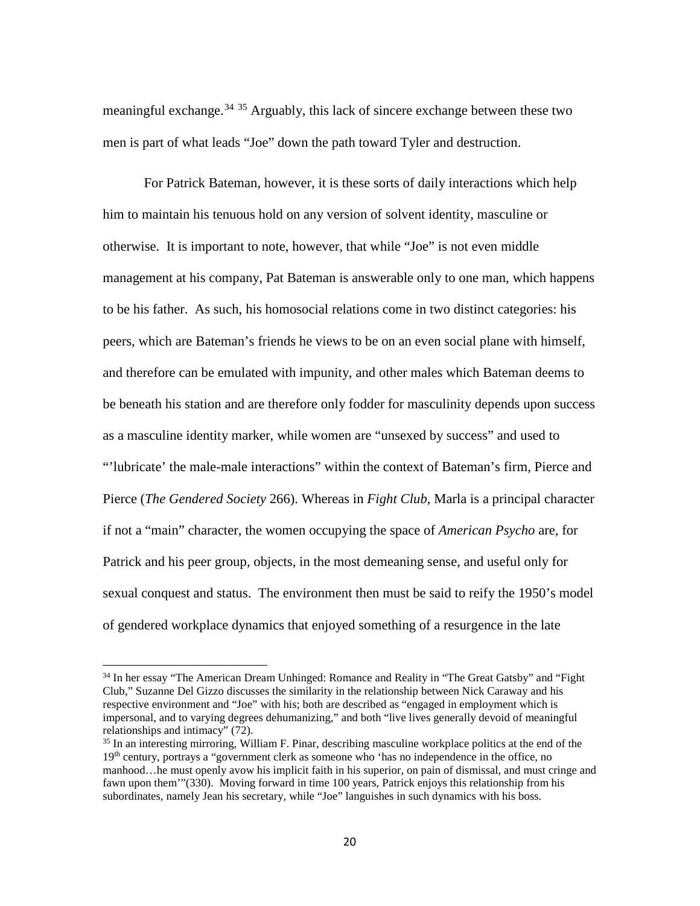meaningful exchange.[34] [35] Arguably, this lack of sincere exchange between these two men is part of what leads "Joe" down the path toward Tyler and destruction.

For Patrick Bateman, however, it is these sorts of daily interactions which help him to maintain his tenuous hold on any version of solvent identity, masculine or otherwise. It is important to note, however, that while "Joe" is not even middle management at his company, Pat Bateman is answerable only to one man, which happens to be his father. As such, his homosocial relations come in two distinct categories: his peers, which are Bateman's friends he views to be on an even social plane with himself, and therefore can be emulated with impunity, and other males which Bateman deems to be beneath his station and are therefore only fodder for masculinity depends upon success as a masculine identity marker, while women are "unsexed by success" and used to "'lubricate' the male-male interactions" within the context of Bateman's firm, Pierce and Pierce (*The Gendered Society* 266). Whereas in *Fight Club*, Marla is a principal character if not a "main" character, the women occupying the space of *American Psycho* are, for Patrick and his peer group, objects, in the most demeaning sense, and useful only for sexual conquest and status. The environment then must be said to reify the 1950's model of gendered workplace dynamics that enjoyed something of a resurgence in the late

---

[34] In her essay "The American Dream Unhinged: Romance and Reality in "The Great Gatsby" and "Fight Club," Suzanne Del Gizzo discusses the similarity in the relationship between Nick Caraway and his respective environment and "Joe" with his; both are described as "engaged in employment which is impersonal, and to varying degrees dehumanizing," and both "live lives generally devoid of meaningful relationships and intimacy" (72).

[35] In an interesting mirroring, William F. Pinar, describing masculine workplace politics at the end of the 19th century, portrays a "government clerk as someone who 'has no independence in the office, no manhood…he must openly avow his implicit faith in his superior, on pain of dismissal, and must cringe and fawn upon them'"(330). Moving forward in time 100 years, Patrick enjoys this relationship from his subordinates, namely Jean his secretary, while "Joe" languishes in such dynamics with his boss.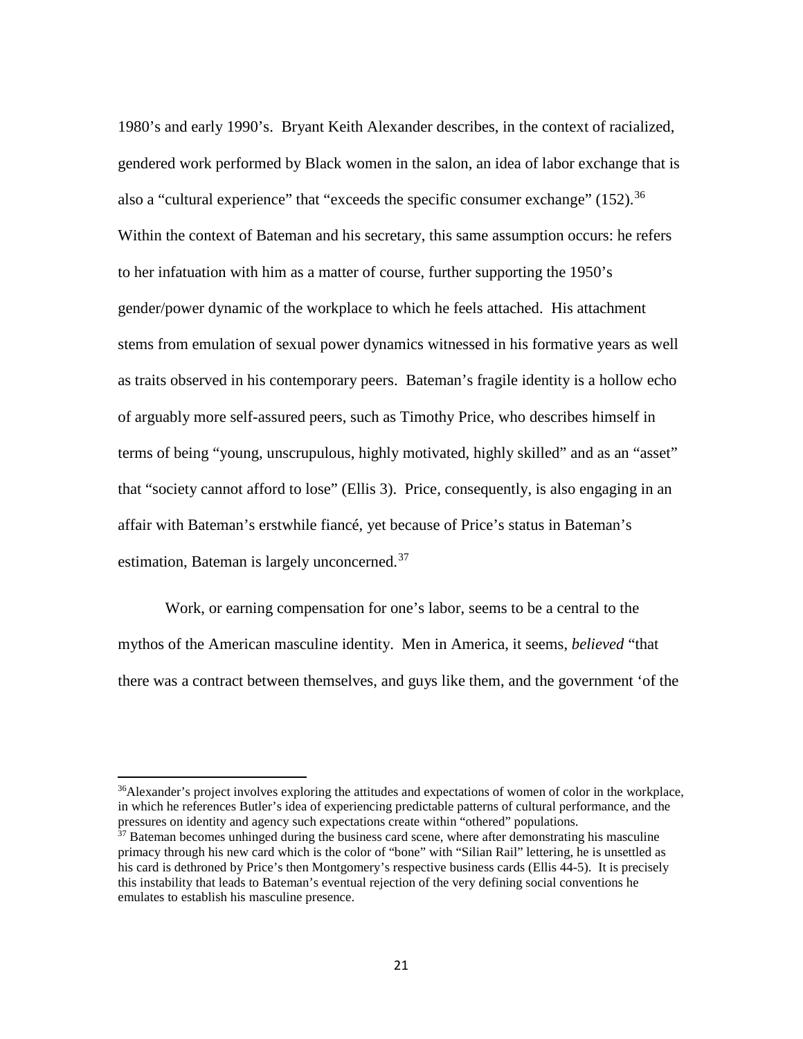1980's and early 1990's. Bryant Keith Alexander describes, in the context of racialized, gendered work performed by Black women in the salon, an idea of labor exchange that is also a "cultural experience" that "exceeds the specific consumer exchange" (152).[36] Within the context of Bateman and his secretary, this same assumption occurs: he refers to her infatuation with him as a matter of course, further supporting the 1950's gender/power dynamic of the workplace to which he feels attached. His attachment stems from emulation of sexual power dynamics witnessed in his formative years as well as traits observed in his contemporary peers. Bateman's fragile identity is a hollow echo of arguably more self-assured peers, such as Timothy Price, who describes himself in terms of being "young, unscrupulous, highly motivated, highly skilled" and as an "asset" that "society cannot afford to lose" (Ellis 3). Price, consequently, is also engaging in an affair with Bateman's erstwhile fiancé, yet because of Price's status in Bateman's estimation, Bateman is largely unconcerned.[37]

Work, or earning compensation for one's labor, seems to be a central to the mythos of the American masculine identity. Men in America, it seems, *believed* "that there was a contract between themselves, and guys like them, and the government 'of the

---

[36]Alexander's project involves exploring the attitudes and expectations of women of color in the workplace, in which he references Butler's idea of experiencing predictable patterns of cultural performance, and the pressures on identity and agency such expectations create within "othered" populations.

[37] Bateman becomes unhinged during the business card scene, where after demonstrating his masculine primacy through his new card which is the color of "bone" with "Silian Rail" lettering, he is unsettled as his card is dethroned by Price's then Montgomery's respective business cards (Ellis 44-5). It is precisely this instability that leads to Bateman's eventual rejection of the very defining social conventions he emulates to establish his masculine presence.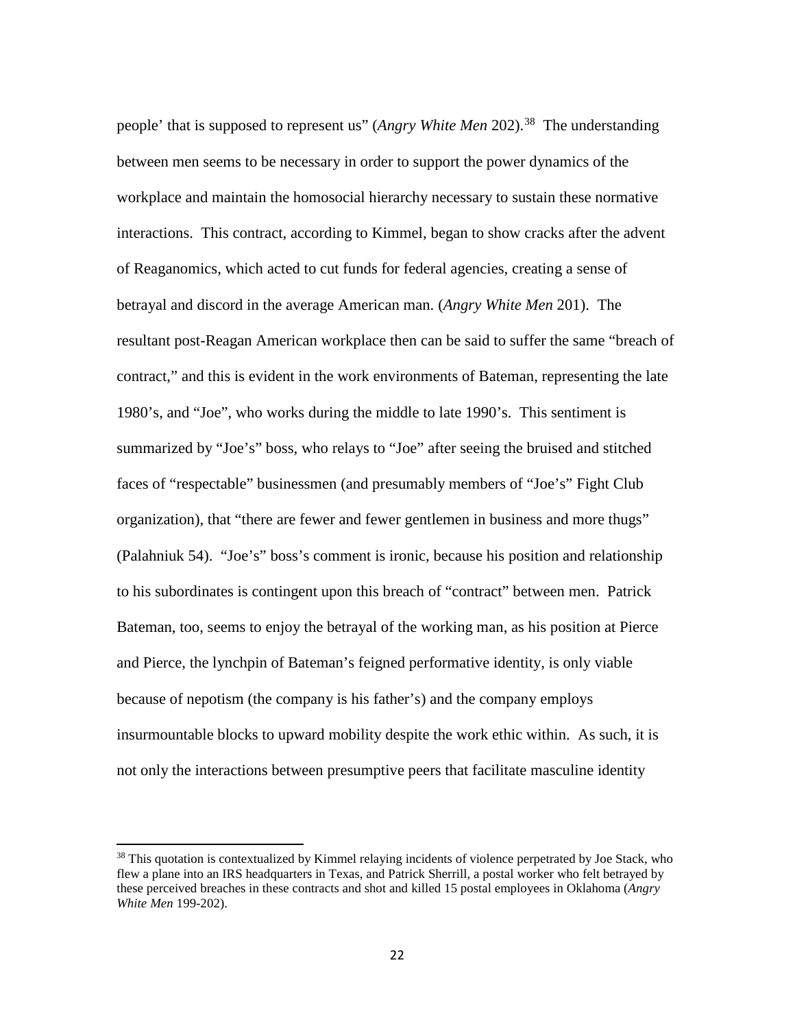people' that is supposed to represent us" (*Angry White Men* 202).[38] The understanding between men seems to be necessary in order to support the power dynamics of the workplace and maintain the homosocial hierarchy necessary to sustain these normative interactions. This contract, according to Kimmel, began to show cracks after the advent of Reaganomics, which acted to cut funds for federal agencies, creating a sense of betrayal and discord in the average American man. (*Angry White Men* 201). The resultant post-Reagan American workplace then can be said to suffer the same "breach of contract," and this is evident in the work environments of Bateman, representing the late 1980's, and "Joe", who works during the middle to late 1990's. This sentiment is summarized by "Joe's" boss, who relays to "Joe" after seeing the bruised and stitched faces of "respectable" businessmen (and presumably members of "Joe's" Fight Club organization), that "there are fewer and fewer gentlemen in business and more thugs" (Palahniuk 54). "Joe's" boss's comment is ironic, because his position and relationship to his subordinates is contingent upon this breach of "contract" between men. Patrick Bateman, too, seems to enjoy the betrayal of the working man, as his position at Pierce and Pierce, the lynchpin of Bateman's feigned performative identity, is only viable because of nepotism (the company is his father's) and the company employs insurmountable blocks to upward mobility despite the work ethic within. As such, it is not only the interactions between presumptive peers that facilitate masculine identity

[38] This quotation is contextualized by Kimmel relaying incidents of violence perpetrated by Joe Stack, who flew a plane into an IRS headquarters in Texas, and Patrick Sherrill, a postal worker who felt betrayed by these perceived breaches in these contracts and shot and killed 15 postal employees in Oklahoma (*Angry White Men* 199-202).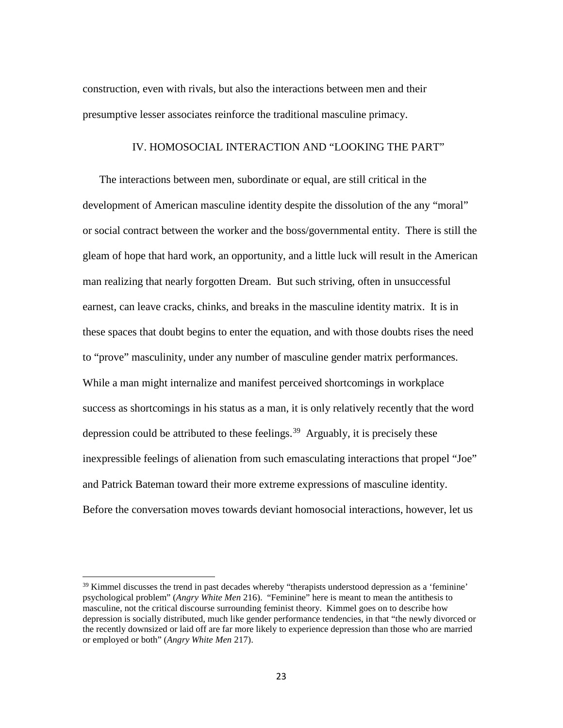construction, even with rivals, but also the interactions between men and their presumptive lesser associates reinforce the traditional masculine primacy.

## IV. HOMOSOCIAL INTERACTION AND "LOOKING THE PART"

The interactions between men, subordinate or equal, are still critical in the development of American masculine identity despite the dissolution of the any "moral" or social contract between the worker and the boss/governmental entity. There is still the gleam of hope that hard work, an opportunity, and a little luck will result in the American man realizing that nearly forgotten Dream. But such striving, often in unsuccessful earnest, can leave cracks, chinks, and breaks in the masculine identity matrix. It is in these spaces that doubt begins to enter the equation, and with those doubts rises the need to "prove" masculinity, under any number of masculine gender matrix performances. While a man might internalize and manifest perceived shortcomings in workplace success as shortcomings in his status as a man, it is only relatively recently that the word depression could be attributed to these feelings.[39] Arguably, it is precisely these inexpressible feelings of alienation from such emasculating interactions that propel "Joe" and Patrick Bateman toward their more extreme expressions of masculine identity. Before the conversation moves towards deviant homosocial interactions, however, let us

---

[39] Kimmel discusses the trend in past decades whereby "therapists understood depression as a 'feminine' psychological problem" (*Angry White Men* 216). "Feminine" here is meant to mean the antithesis to masculine, not the critical discourse surrounding feminist theory. Kimmel goes on to describe how depression is socially distributed, much like gender performance tendencies, in that "the newly divorced or the recently downsized or laid off are far more likely to experience depression than those who are married or employed or both" (*Angry White Men* 217).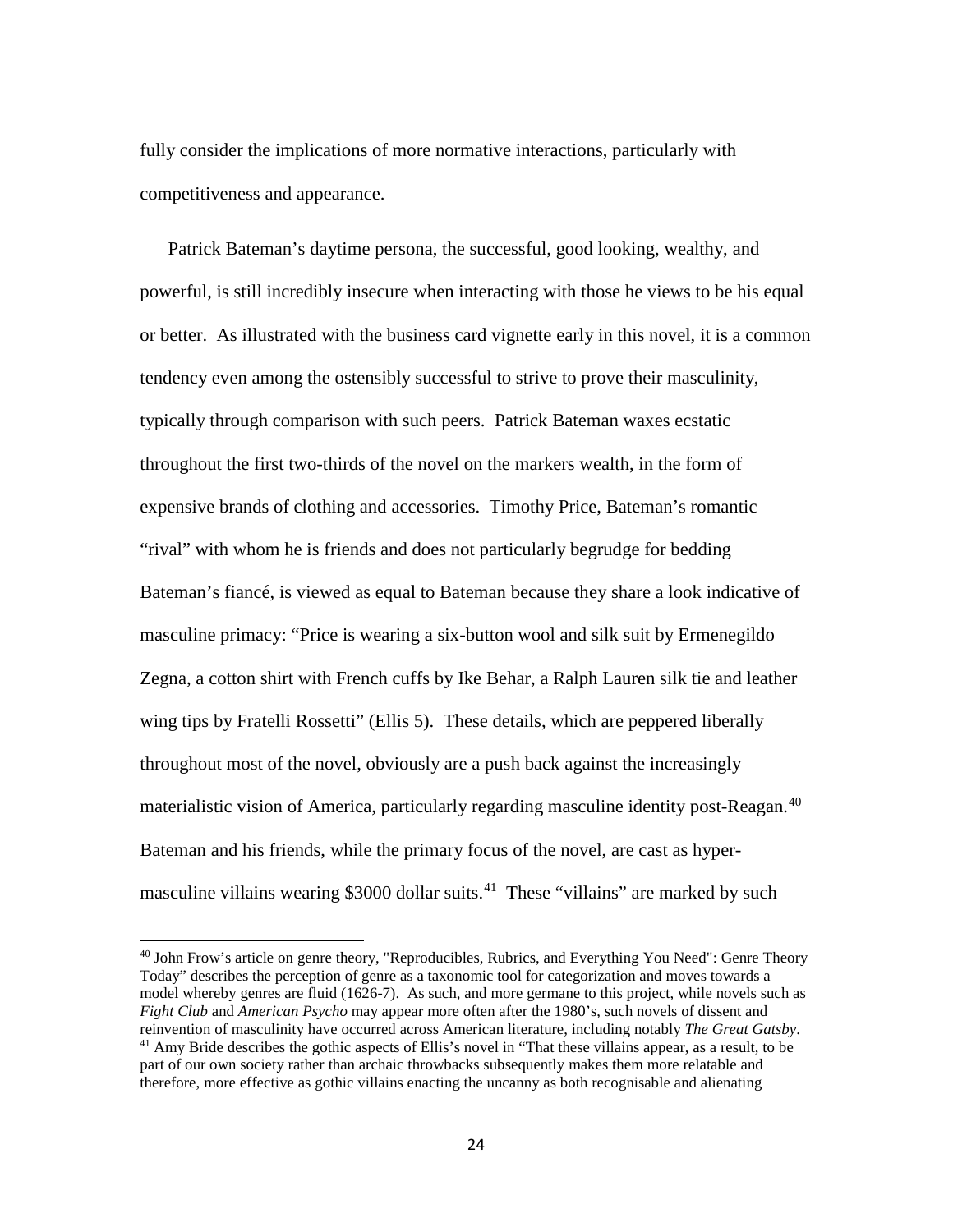fully consider the implications of more normative interactions, particularly with competitiveness and appearance.

Patrick Bateman's daytime persona, the successful, good looking, wealthy, and powerful, is still incredibly insecure when interacting with those he views to be his equal or better. As illustrated with the business card vignette early in this novel, it is a common tendency even among the ostensibly successful to strive to prove their masculinity, typically through comparison with such peers. Patrick Bateman waxes ecstatic throughout the first two-thirds of the novel on the markers wealth, in the form of expensive brands of clothing and accessories. Timothy Price, Bateman's romantic "rival" with whom he is friends and does not particularly begrudge for bedding Bateman's fiancé, is viewed as equal to Bateman because they share a look indicative of masculine primacy: "Price is wearing a six-button wool and silk suit by Ermenegildo Zegna, a cotton shirt with French cuffs by Ike Behar, a Ralph Lauren silk tie and leather wing tips by Fratelli Rossetti" (Ellis 5). These details, which are peppered liberally throughout most of the novel, obviously are a push back against the increasingly materialistic vision of America, particularly regarding masculine identity post-Reagan.[40] Bateman and his friends, while the primary focus of the novel, are cast as hyper-masculine villains wearing $3000 dollar suits.[41] These "villains" are marked by such

---

[40] John Frow's article on genre theory, "Reproducibles, Rubrics, and Everything You Need": Genre Theory Today" describes the perception of genre as a taxonomic tool for categorization and moves towards a model whereby genres are fluid (1626-7). As such, and more germane to this project, while novels such as *Fight Club* and *American Psycho* may appear more often after the 1980's, such novels of dissent and reinvention of masculinity have occurred across American literature, including notably *The Great Gatsby*.

[41] Amy Bride describes the gothic aspects of Ellis's novel in "That these villains appear, as a result, to be part of our own society rather than archaic throwbacks subsequently makes them more relatable and therefore, more effective as gothic villains enacting the uncanny as both recognisable and alienating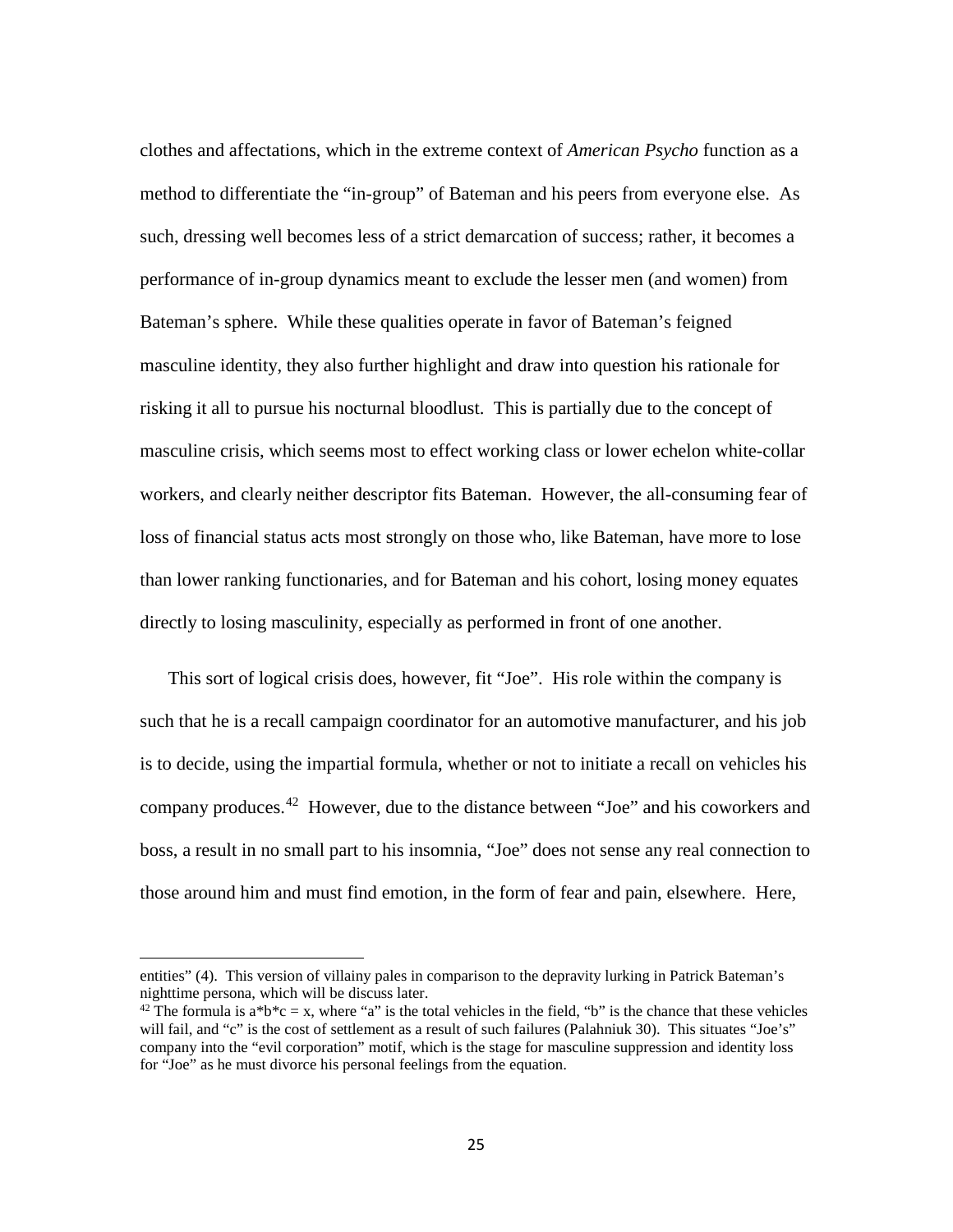clothes and affectations, which in the extreme context of *American Psycho* function as a method to differentiate the "in-group" of Bateman and his peers from everyone else. As such, dressing well becomes less of a strict demarcation of success; rather, it becomes a performance of in-group dynamics meant to exclude the lesser men (and women) from Bateman's sphere. While these qualities operate in favor of Bateman's feigned masculine identity, they also further highlight and draw into question his rationale for risking it all to pursue his nocturnal bloodlust. This is partially due to the concept of masculine crisis, which seems most to effect working class or lower echelon white-collar workers, and clearly neither descriptor fits Bateman. However, the all-consuming fear of loss of financial status acts most strongly on those who, like Bateman, have more to lose than lower ranking functionaries, and for Bateman and his cohort, losing money equates directly to losing masculinity, especially as performed in front of one another.

This sort of logical crisis does, however, fit "Joe". His role within the company is such that he is a recall campaign coordinator for an automotive manufacturer, and his job is to decide, using the impartial formula, whether or not to initiate a recall on vehicles his company produces.[42] However, due to the distance between "Joe" and his coworkers and boss, a result in no small part to his insomnia, "Joe" does not sense any real connection to those around him and must find emotion, in the form of fear and pain, elsewhere. Here,

---

entities" (4). This version of villainy pales in comparison to the depravity lurking in Patrick Bateman's nighttime persona, which will be discuss later.

[42] The formula is $a*b*c = x$, where "a" is the total vehicles in the field, "b" is the chance that these vehicles will fail, and "c" is the cost of settlement as a result of such failures (Palahniuk 30). This situates "Joe's" company into the "evil corporation" motif, which is the stage for masculine suppression and identity loss for "Joe" as he must divorce his personal feelings from the equation.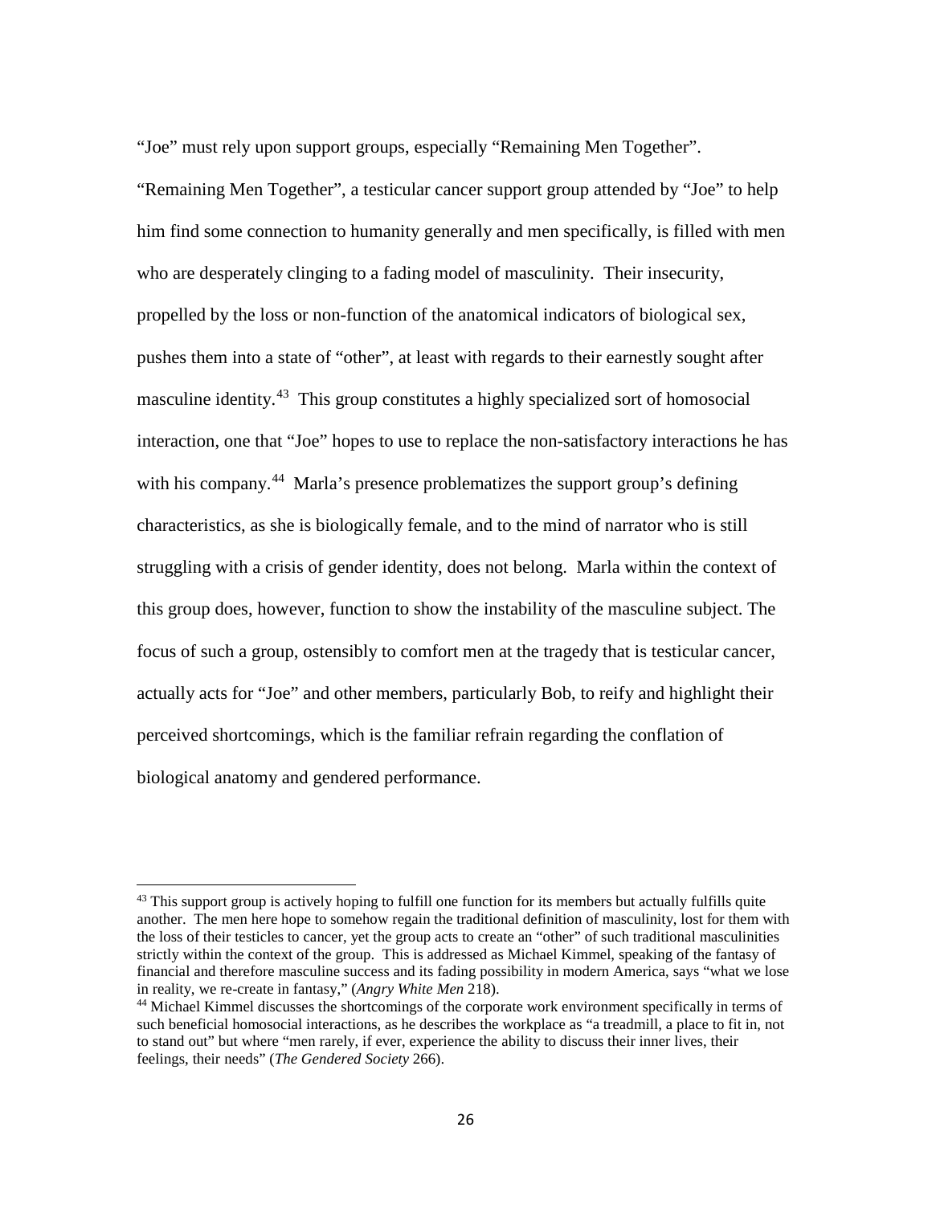"Joe" must rely upon support groups, especially "Remaining Men Together".

"Remaining Men Together", a testicular cancer support group attended by "Joe" to help him find some connection to humanity generally and men specifically, is filled with men who are desperately clinging to a fading model of masculinity. Their insecurity, propelled by the loss or non-function of the anatomical indicators of biological sex, pushes them into a state of "other", at least with regards to their earnestly sought after masculine identity.[43] This group constitutes a highly specialized sort of homosocial interaction, one that "Joe" hopes to use to replace the non-satisfactory interactions he has with his company.[44] Marla's presence problematizes the support group's defining characteristics, as she is biologically female, and to the mind of narrator who is still struggling with a crisis of gender identity, does not belong. Marla within the context of this group does, however, function to show the instability of the masculine subject. The focus of such a group, ostensibly to comfort men at the tragedy that is testicular cancer, actually acts for "Joe" and other members, particularly Bob, to reify and highlight their perceived shortcomings, which is the familiar refrain regarding the conflation of biological anatomy and gendered performance.

---

[43] This support group is actively hoping to fulfill one function for its members but actually fulfills quite another. The men here hope to somehow regain the traditional definition of masculinity, lost for them with the loss of their testicles to cancer, yet the group acts to create an "other" of such traditional masculinities strictly within the context of the group. This is addressed as Michael Kimmel, speaking of the fantasy of financial and therefore masculine success and its fading possibility in modern America, says "what we lose in reality, we re-create in fantasy," (*Angry White Men* 218).

[44] Michael Kimmel discusses the shortcomings of the corporate work environment specifically in terms of such beneficial homosocial interactions, as he describes the workplace as "a treadmill, a place to fit in, not to stand out" but where "men rarely, if ever, experience the ability to discuss their inner lives, their feelings, their needs" (*The Gendered Society* 266).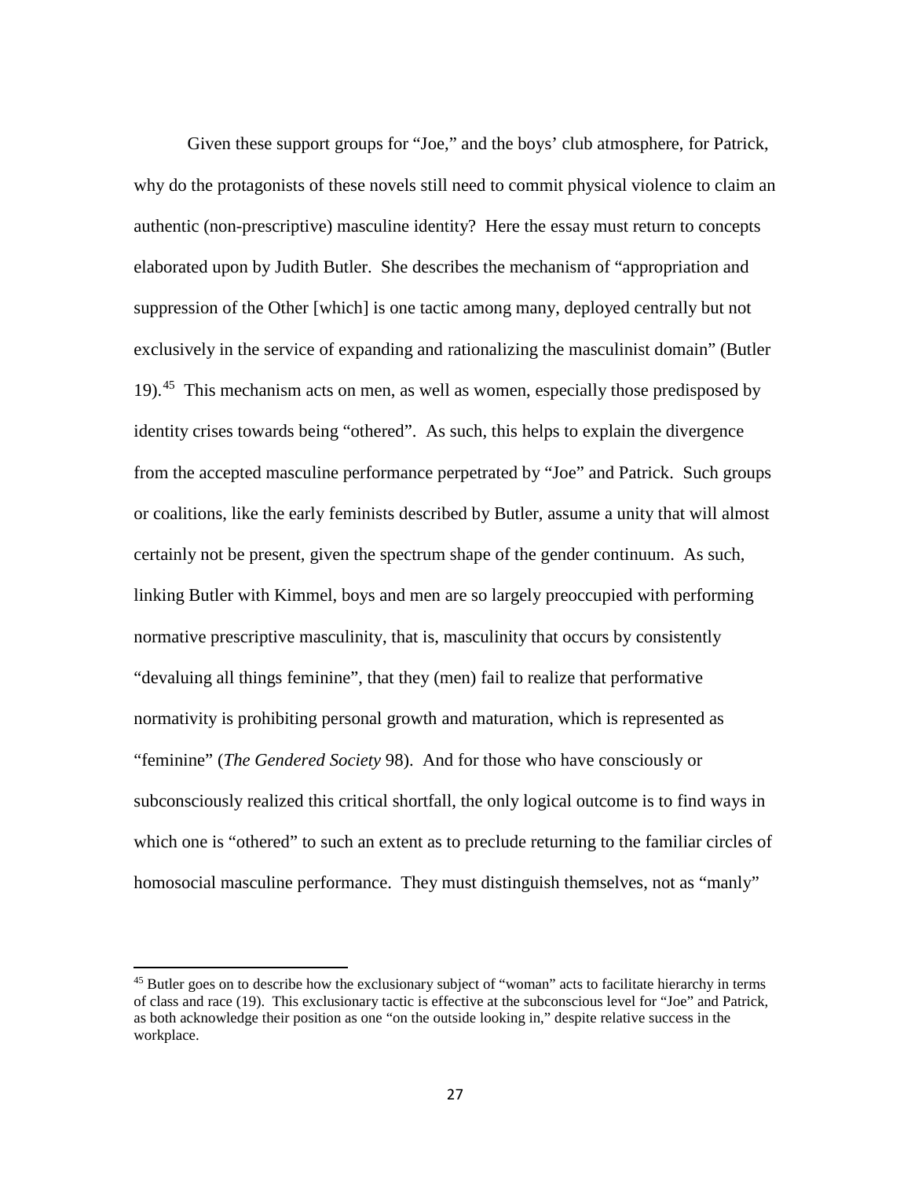Given these support groups for "Joe," and the boys' club atmosphere, for Patrick, why do the protagonists of these novels still need to commit physical violence to claim an authentic (non-prescriptive) masculine identity? Here the essay must return to concepts elaborated upon by Judith Butler. She describes the mechanism of "appropriation and suppression of the Other [which] is one tactic among many, deployed centrally but not exclusively in the service of expanding and rationalizing the masculinist domain" (Butler 19).[45] This mechanism acts on men, as well as women, especially those predisposed by identity crises towards being "othered". As such, this helps to explain the divergence from the accepted masculine performance perpetrated by "Joe" and Patrick. Such groups or coalitions, like the early feminists described by Butler, assume a unity that will almost certainly not be present, given the spectrum shape of the gender continuum. As such, linking Butler with Kimmel, boys and men are so largely preoccupied with performing normative prescriptive masculinity, that is, masculinity that occurs by consistently "devaluing all things feminine", that they (men) fail to realize that performative normativity is prohibiting personal growth and maturation, which is represented as "feminine" (*The Gendered Society* 98). And for those who have consciously or subconsciously realized this critical shortfall, the only logical outcome is to find ways in which one is "othered" to such an extent as to preclude returning to the familiar circles of homosocial masculine performance. They must distinguish themselves, not as "manly"

[45] Butler goes on to describe how the exclusionary subject of "woman" acts to facilitate hierarchy in terms of class and race (19). This exclusionary tactic is effective at the subconscious level for "Joe" and Patrick, as both acknowledge their position as one "on the outside looking in," despite relative success in the workplace.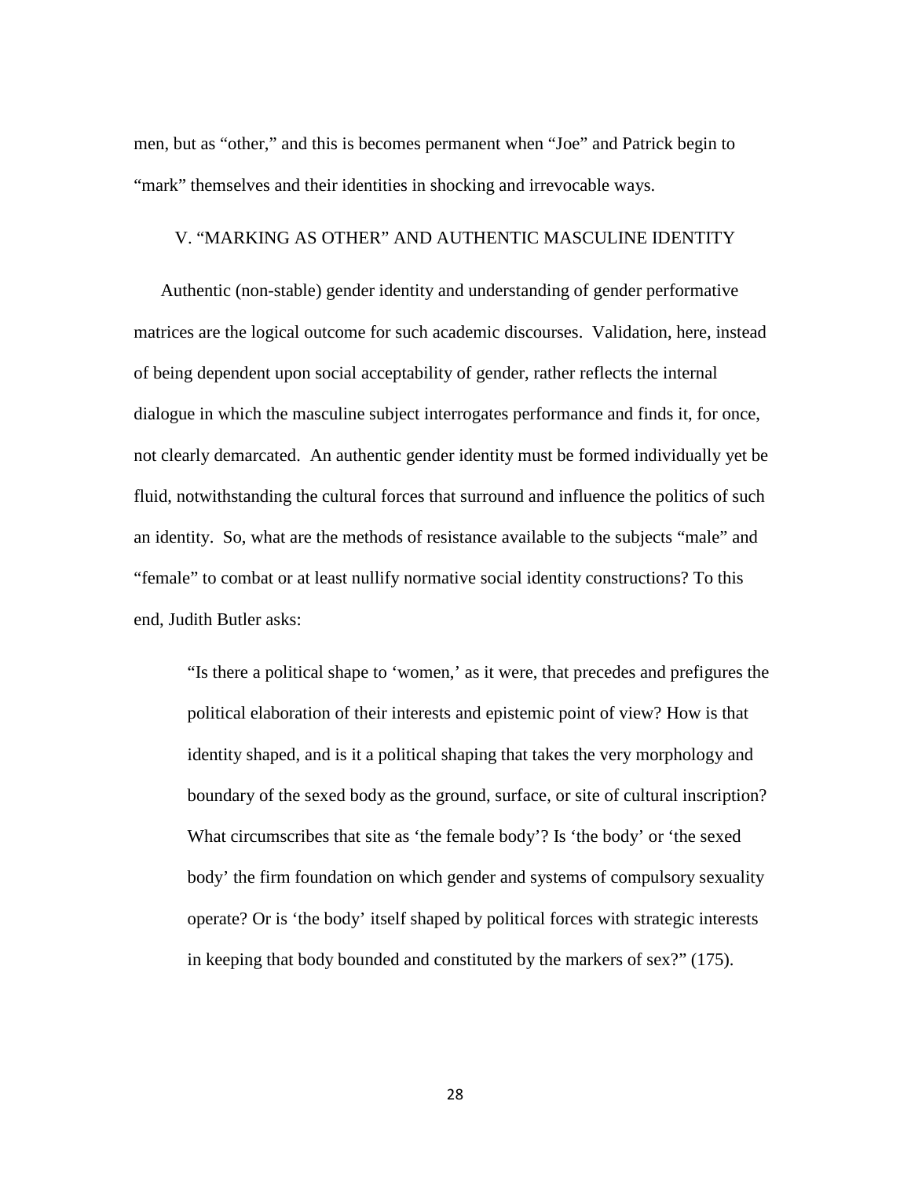men, but as “other,” and this is becomes permanent when “Joe” and Patrick begin to “mark” themselves and their identities in shocking and irrevocable ways.

## V. “MARKING AS OTHER” AND AUTHENTIC MASCULINE IDENTITY

Authentic (non-stable) gender identity and understanding of gender performative matrices are the logical outcome for such academic discourses. Validation, here, instead of being dependent upon social acceptability of gender, rather reflects the internal dialogue in which the masculine subject interrogates performance and finds it, for once, not clearly demarcated. An authentic gender identity must be formed individually yet be fluid, notwithstanding the cultural forces that surround and influence the politics of such an identity. So, what are the methods of resistance available to the subjects “male” and “female” to combat or at least nullify normative social identity constructions? To this end, Judith Butler asks:

> “Is there a political shape to ‘women,’ as it were, that precedes and prefigures the political elaboration of their interests and epistemic point of view? How is that identity shaped, and is it a political shaping that takes the very morphology and boundary of the sexed body as the ground, surface, or site of cultural inscription? What circumscribes that site as ‘the female body’? Is ‘the body’ or ‘the sexed body’ the firm foundation on which gender and systems of compulsory sexuality operate? Or is ‘the body’ itself shaped by political forces with strategic interests in keeping that body bounded and constituted by the markers of sex?” (175).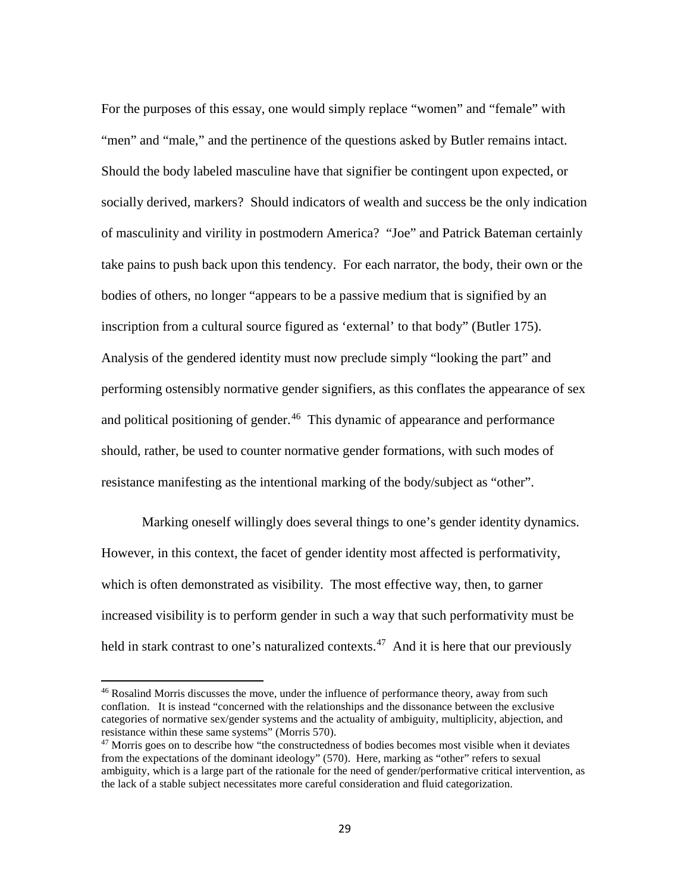For the purposes of this essay, one would simply replace "women" and "female" with "men" and "male," and the pertinence of the questions asked by Butler remains intact. Should the body labeled masculine have that signifier be contingent upon expected, or socially derived, markers? Should indicators of wealth and success be the only indication of masculinity and virility in postmodern America? "Joe" and Patrick Bateman certainly take pains to push back upon this tendency. For each narrator, the body, their own or the bodies of others, no longer "appears to be a passive medium that is signified by an inscription from a cultural source figured as 'external' to that body" (Butler 175). Analysis of the gendered identity must now preclude simply "looking the part" and performing ostensibly normative gender signifiers, as this conflates the appearance of sex and political positioning of gender.[46] This dynamic of appearance and performance should, rather, be used to counter normative gender formations, with such modes of resistance manifesting as the intentional marking of the body/subject as "other".

Marking oneself willingly does several things to one's gender identity dynamics. However, in this context, the facet of gender identity most affected is performativity, which is often demonstrated as visibility. The most effective way, then, to garner increased visibility is to perform gender in such a way that such performativity must be held in stark contrast to one's naturalized contexts.[47] And it is here that our previously

---

[46] Rosalind Morris discusses the move, under the influence of performance theory, away from such conflation. It is instead "concerned with the relationships and the dissonance between the exclusive categories of normative sex/gender systems and the actuality of ambiguity, multiplicity, abjection, and resistance within these same systems" (Morris 570).

[47] Morris goes on to describe how "the constructedness of bodies becomes most visible when it deviates from the expectations of the dominant ideology" (570). Here, marking as "other" refers to sexual ambiguity, which is a large part of the rationale for the need of gender/performative critical intervention, as the lack of a stable subject necessitates more careful consideration and fluid categorization.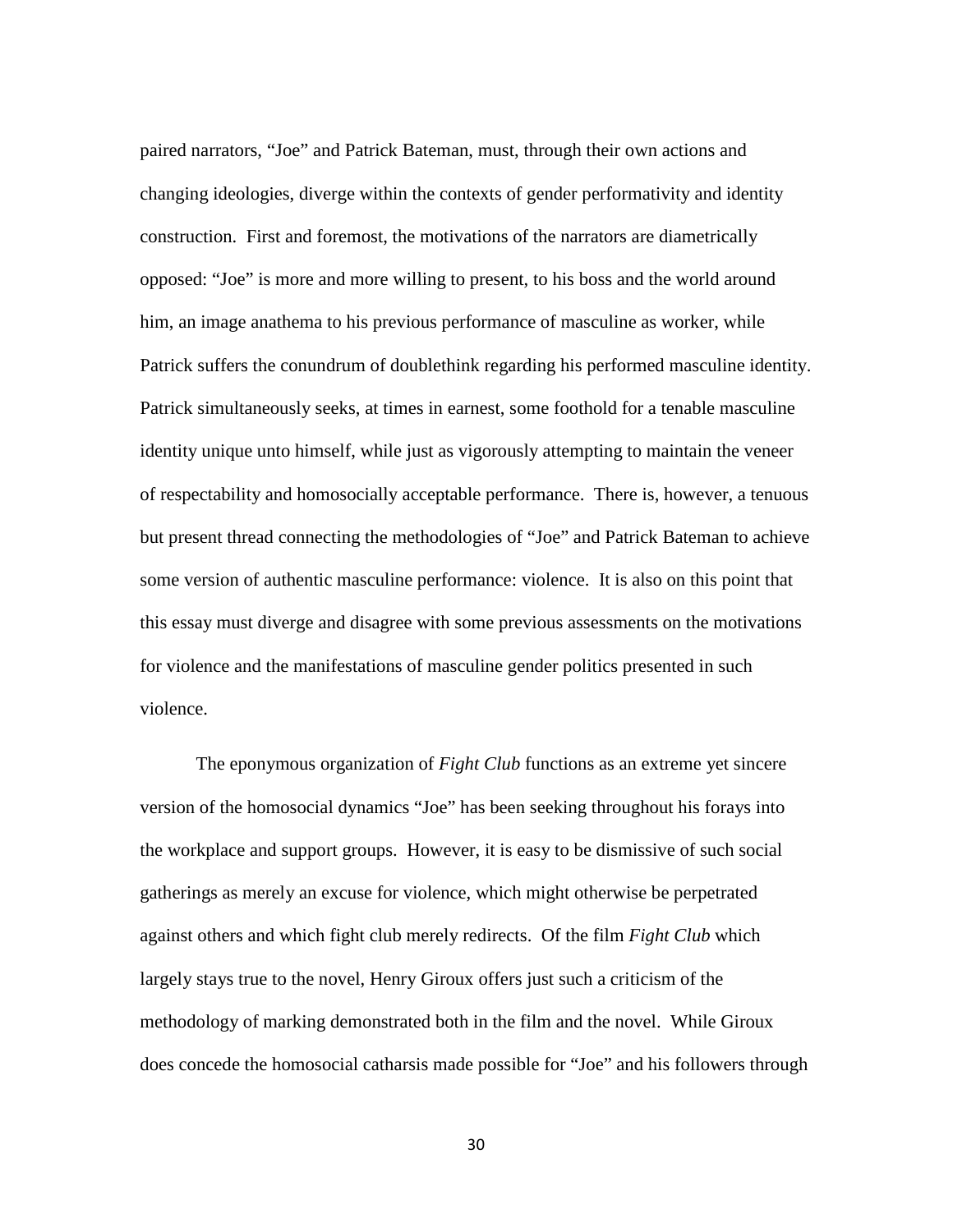paired narrators, "Joe" and Patrick Bateman, must, through their own actions and changing ideologies, diverge within the contexts of gender performativity and identity construction. First and foremost, the motivations of the narrators are diametrically opposed: "Joe" is more and more willing to present, to his boss and the world around him, an image anathema to his previous performance of masculine as worker, while Patrick suffers the conundrum of doublethink regarding his performed masculine identity. Patrick simultaneously seeks, at times in earnest, some foothold for a tenable masculine identity unique unto himself, while just as vigorously attempting to maintain the veneer of respectability and homosocially acceptable performance. There is, however, a tenuous but present thread connecting the methodologies of "Joe" and Patrick Bateman to achieve some version of authentic masculine performance: violence. It is also on this point that this essay must diverge and disagree with some previous assessments on the motivations for violence and the manifestations of masculine gender politics presented in such violence.

The eponymous organization of *Fight Club* functions as an extreme yet sincere version of the homosocial dynamics "Joe" has been seeking throughout his forays into the workplace and support groups. However, it is easy to be dismissive of such social gatherings as merely an excuse for violence, which might otherwise be perpetrated against others and which fight club merely redirects. Of the film *Fight Club* which largely stays true to the novel, Henry Giroux offers just such a criticism of the methodology of marking demonstrated both in the film and the novel. While Giroux does concede the homosocial catharsis made possible for "Joe" and his followers through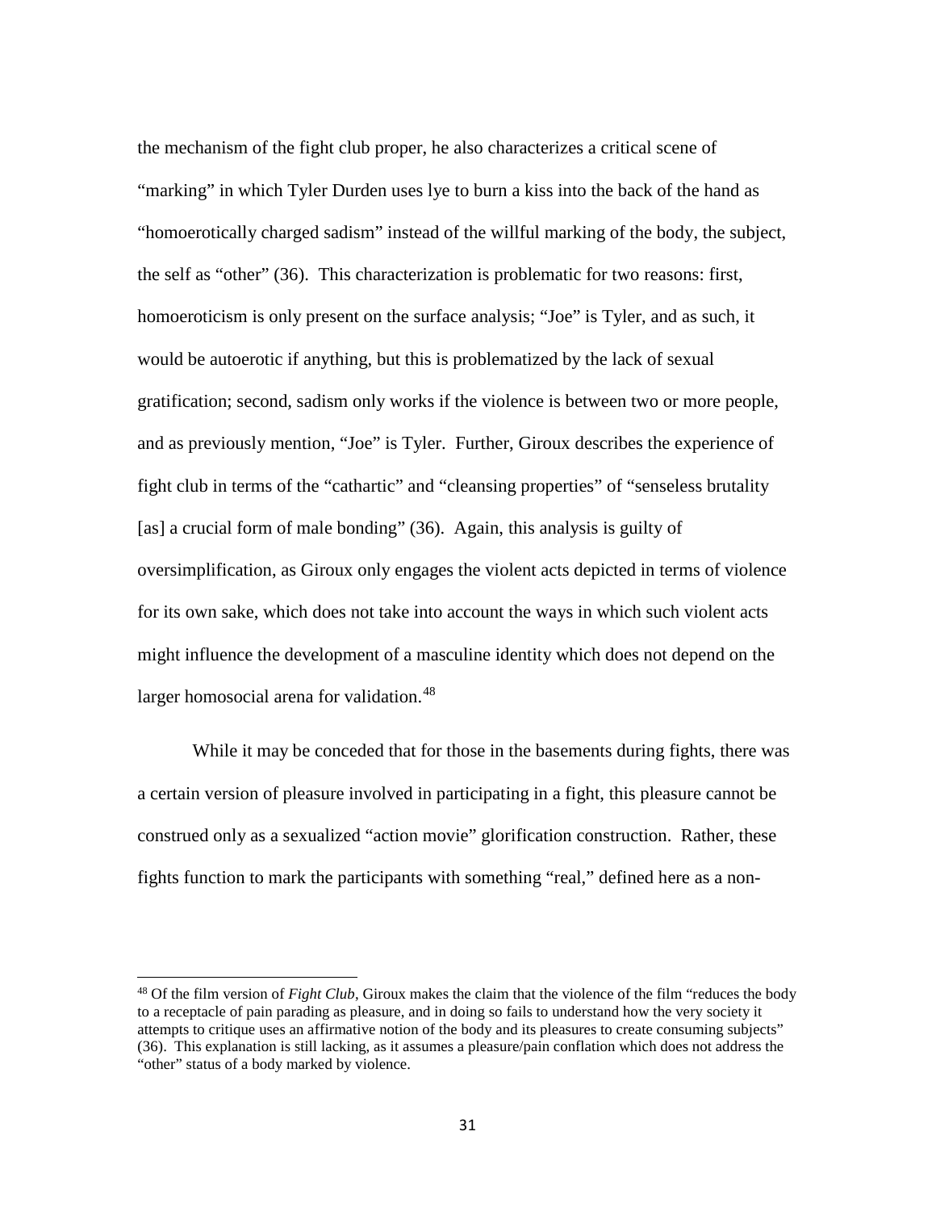the mechanism of the fight club proper, he also characterizes a critical scene of "marking" in which Tyler Durden uses lye to burn a kiss into the back of the hand as "homoerotically charged sadism" instead of the willful marking of the body, the subject, the self as "other" (36). This characterization is problematic for two reasons: first, homoeroticism is only present on the surface analysis; "Joe" is Tyler, and as such, it would be autoerotic if anything, but this is problematized by the lack of sexual gratification; second, sadism only works if the violence is between two or more people, and as previously mention, "Joe" is Tyler. Further, Giroux describes the experience of fight club in terms of the "cathartic" and "cleansing properties" of "senseless brutality [as] a crucial form of male bonding" (36). Again, this analysis is guilty of oversimplification, as Giroux only engages the violent acts depicted in terms of violence for its own sake, which does not take into account the ways in which such violent acts might influence the development of a masculine identity which does not depend on the larger homosocial arena for validation.[48]

While it may be conceded that for those in the basements during fights, there was a certain version of pleasure involved in participating in a fight, this pleasure cannot be construed only as a sexualized "action movie" glorification construction. Rather, these fights function to mark the participants with something "real," defined here as a non-

---

[48] Of the film version of *Fight Club*, Giroux makes the claim that the violence of the film "reduces the body to a receptacle of pain parading as pleasure, and in doing so fails to understand how the very society it attempts to critique uses an affirmative notion of the body and its pleasures to create consuming subjects" (36). This explanation is still lacking, as it assumes a pleasure/pain conflation which does not address the "other" status of a body marked by violence.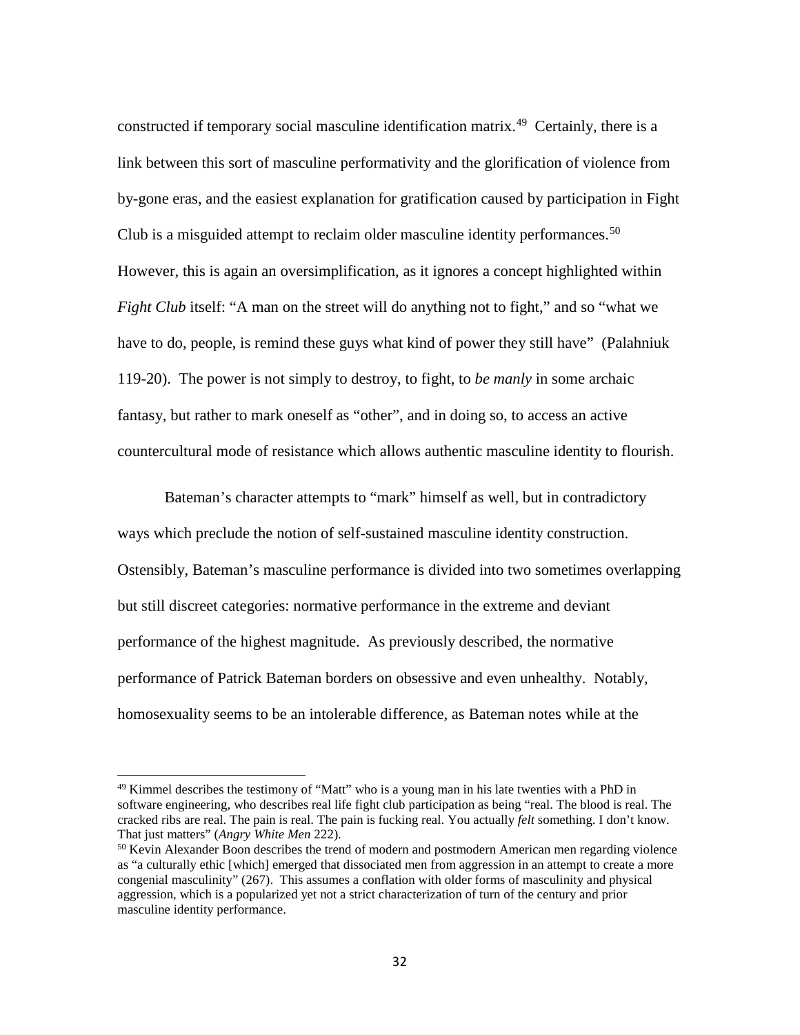constructed if temporary social masculine identification matrix.[49] Certainly, there is a link between this sort of masculine performativity and the glorification of violence from by-gone eras, and the easiest explanation for gratification caused by participation in Fight Club is a misguided attempt to reclaim older masculine identity performances.[50] However, this is again an oversimplification, as it ignores a concept highlighted within *Fight Club* itself: "A man on the street will do anything not to fight," and so "what we have to do, people, is remind these guys what kind of power they still have" (Palahniuk 119-20). The power is not simply to destroy, to fight, to *be manly* in some archaic fantasy, but rather to mark oneself as "other", and in doing so, to access an active countercultural mode of resistance which allows authentic masculine identity to flourish.

Bateman's character attempts to "mark" himself as well, but in contradictory ways which preclude the notion of self-sustained masculine identity construction. Ostensibly, Bateman's masculine performance is divided into two sometimes overlapping but still discreet categories: normative performance in the extreme and deviant performance of the highest magnitude. As previously described, the normative performance of Patrick Bateman borders on obsessive and even unhealthy. Notably, homosexuality seems to be an intolerable difference, as Bateman notes while at the

---

[49] Kimmel describes the testimony of "Matt" who is a young man in his late twenties with a PhD in software engineering, who describes real life fight club participation as being "real. The blood is real. The cracked ribs are real. The pain is real. The pain is fucking real. You actually *felt* something. I don't know. That just matters" (*Angry White Men* 222).

[50] Kevin Alexander Boon describes the trend of modern and postmodern American men regarding violence as "a culturally ethic [which] emerged that dissociated men from aggression in an attempt to create a more congenial masculinity" (267). This assumes a conflation with older forms of masculinity and physical aggression, which is a popularized yet not a strict characterization of turn of the century and prior masculine identity performance.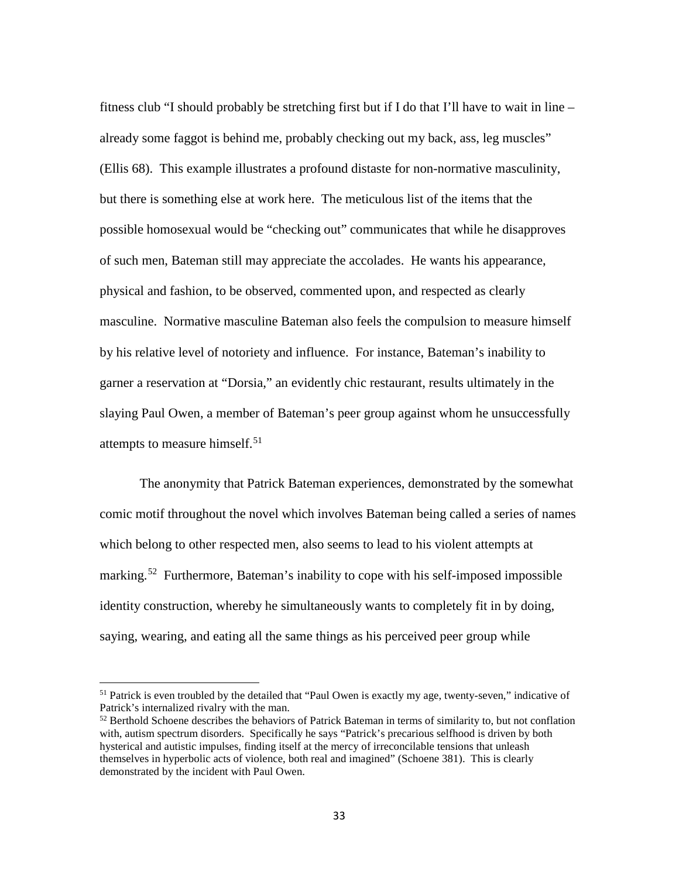fitness club "I should probably be stretching first but if I do that I'll have to wait in line – already some faggot is behind me, probably checking out my back, ass, leg muscles" (Ellis 68). This example illustrates a profound distaste for non-normative masculinity, but there is something else at work here. The meticulous list of the items that the possible homosexual would be "checking out" communicates that while he disapproves of such men, Bateman still may appreciate the accolades. He wants his appearance, physical and fashion, to be observed, commented upon, and respected as clearly masculine. Normative masculine Bateman also feels the compulsion to measure himself by his relative level of notoriety and influence. For instance, Bateman's inability to garner a reservation at "Dorsia," an evidently chic restaurant, results ultimately in the slaying Paul Owen, a member of Bateman's peer group against whom he unsuccessfully attempts to measure himself.[51]

The anonymity that Patrick Bateman experiences, demonstrated by the somewhat comic motif throughout the novel which involves Bateman being called a series of names which belong to other respected men, also seems to lead to his violent attempts at marking.[52] Furthermore, Bateman's inability to cope with his self-imposed impossible identity construction, whereby he simultaneously wants to completely fit in by doing, saying, wearing, and eating all the same things as his perceived peer group while

---

[51] Patrick is even troubled by the detailed that "Paul Owen is exactly my age, twenty-seven," indicative of Patrick's internalized rivalry with the man.

[52] Berthold Schoene describes the behaviors of Patrick Bateman in terms of similarity to, but not conflation with, autism spectrum disorders. Specifically he says "Patrick's precarious selfhood is driven by both hysterical and autistic impulses, finding itself at the mercy of irreconcilable tensions that unleash themselves in hyperbolic acts of violence, both real and imagined" (Schoene 381). This is clearly demonstrated by the incident with Paul Owen.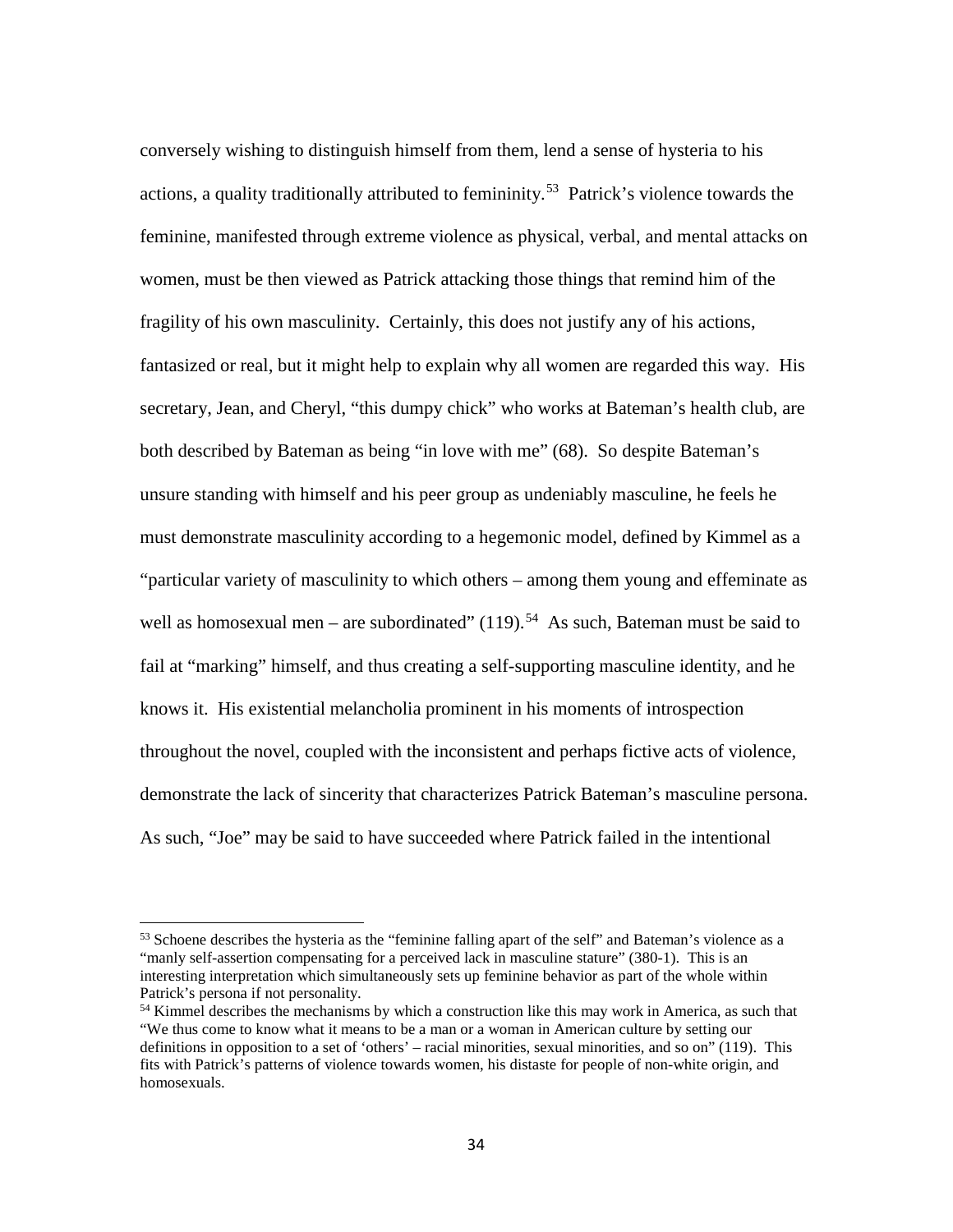conversely wishing to distinguish himself from them, lend a sense of hysteria to his actions, a quality traditionally attributed to femininity.[53] Patrick's violence towards the feminine, manifested through extreme violence as physical, verbal, and mental attacks on women, must be then viewed as Patrick attacking those things that remind him of the fragility of his own masculinity. Certainly, this does not justify any of his actions, fantasized or real, but it might help to explain why all women are regarded this way. His secretary, Jean, and Cheryl, "this dumpy chick" who works at Bateman's health club, are both described by Bateman as being "in love with me" (68). So despite Bateman's unsure standing with himself and his peer group as undeniably masculine, he feels he must demonstrate masculinity according to a hegemonic model, defined by Kimmel as a "particular variety of masculinity to which others – among them young and effeminate as well as homosexual men – are subordinated" (119).[54] As such, Bateman must be said to fail at "marking" himself, and thus creating a self-supporting masculine identity, and he knows it. His existential melancholia prominent in his moments of introspection throughout the novel, coupled with the inconsistent and perhaps fictive acts of violence, demonstrate the lack of sincerity that characterizes Patrick Bateman's masculine persona. As such, "Joe" may be said to have succeeded where Patrick failed in the intentional

---

[53] Schoene describes the hysteria as the "feminine falling apart of the self" and Bateman's violence as a "manly self-assertion compensating for a perceived lack in masculine stature" (380-1). This is an interesting interpretation which simultaneously sets up feminine behavior as part of the whole within Patrick's persona if not personality.

[54] Kimmel describes the mechanisms by which a construction like this may work in America, as such that "We thus come to know what it means to be a man or a woman in American culture by setting our definitions in opposition to a set of 'others' – racial minorities, sexual minorities, and so on" (119). This fits with Patrick's patterns of violence towards women, his distaste for people of non-white origin, and homosexuals.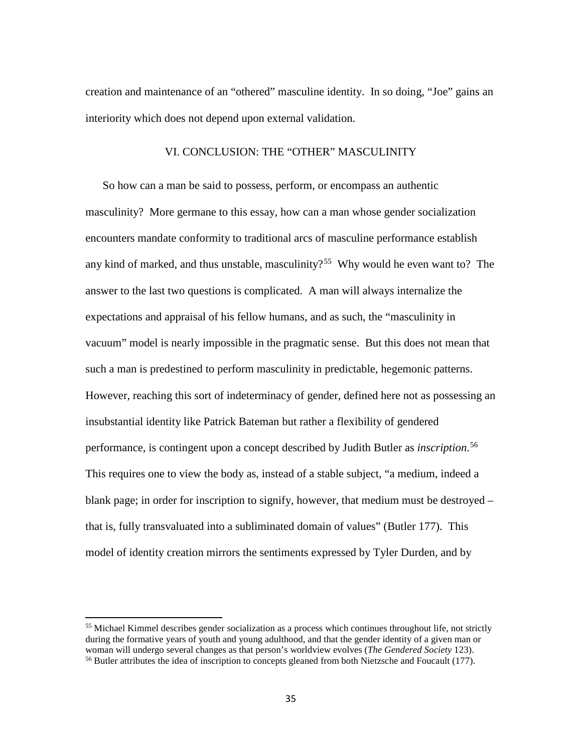creation and maintenance of an "othered" masculine identity. In so doing, "Joe" gains an interiority which does not depend upon external validation.

## VI. CONCLUSION: THE "OTHER" MASCULINITY

So how can a man be said to possess, perform, or encompass an authentic masculinity? More germane to this essay, how can a man whose gender socialization encounters mandate conformity to traditional arcs of masculine performance establish any kind of marked, and thus unstable, masculinity?[55] Why would he even want to? The answer to the last two questions is complicated. A man will always internalize the expectations and appraisal of his fellow humans, and as such, the "masculinity in vacuum" model is nearly impossible in the pragmatic sense. But this does not mean that such a man is predestined to perform masculinity in predictable, hegemonic patterns. However, reaching this sort of indeterminacy of gender, defined here not as possessing an insubstantial identity like Patrick Bateman but rather a flexibility of gendered performance, is contingent upon a concept described by Judith Butler as *inscription*.[56] This requires one to view the body as, instead of a stable subject, "a medium, indeed a blank page; in order for inscription to signify, however, that medium must be destroyed – that is, fully transvaluated into a subliminated domain of values" (Butler 177). This model of identity creation mirrors the sentiments expressed by Tyler Durden, and by

---

[55] Michael Kimmel describes gender socialization as a process which continues throughout life, not strictly during the formative years of youth and young adulthood, and that the gender identity of a given man or woman will undergo several changes as that person's worldview evolves (*The Gendered Society* 123).

[56] Butler attributes the idea of inscription to concepts gleaned from both Nietzsche and Foucault (177).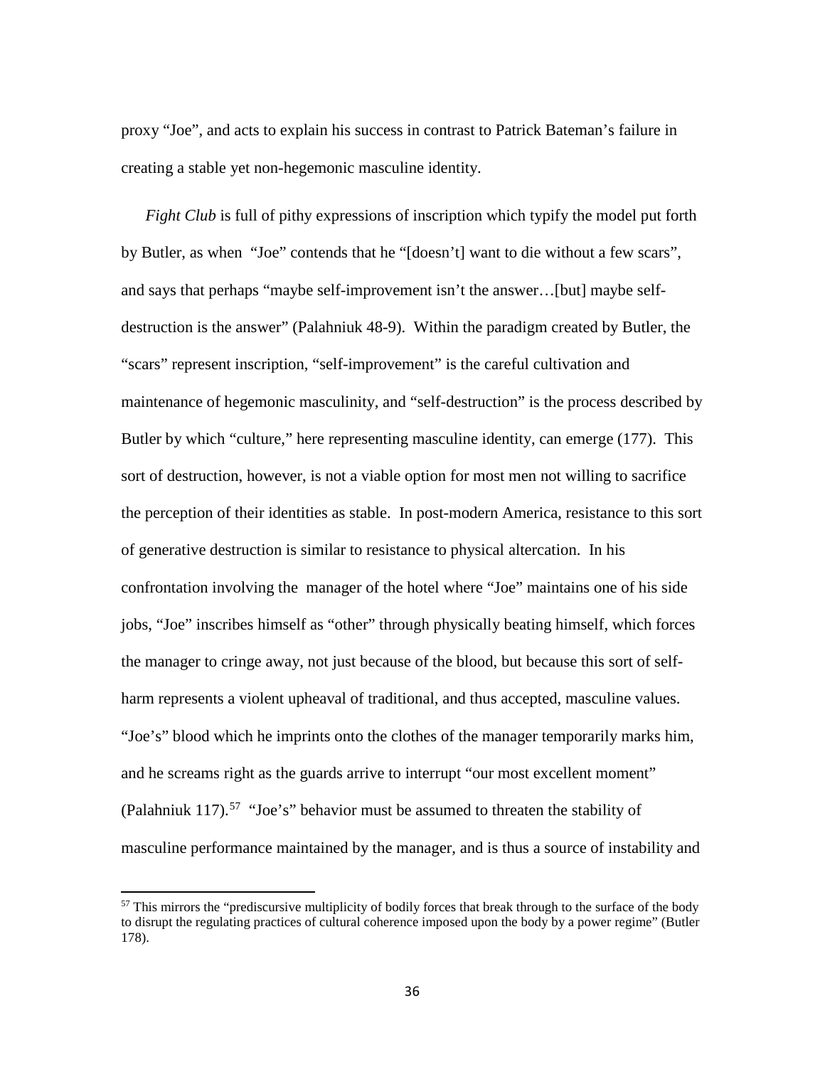proxy "Joe", and acts to explain his success in contrast to Patrick Bateman's failure in creating a stable yet non-hegemonic masculine identity.

*Fight Club* is full of pithy expressions of inscription which typify the model put forth by Butler, as when "Joe" contends that he "[doesn't] want to die without a few scars", and says that perhaps "maybe self-improvement isn't the answer…[but] maybe self-destruction is the answer" (Palahniuk 48-9). Within the paradigm created by Butler, the "scars" represent inscription, "self-improvement" is the careful cultivation and maintenance of hegemonic masculinity, and "self-destruction" is the process described by Butler by which "culture," here representing masculine identity, can emerge (177). This sort of destruction, however, is not a viable option for most men not willing to sacrifice the perception of their identities as stable. In post-modern America, resistance to this sort of generative destruction is similar to resistance to physical altercation. In his confrontation involving the manager of the hotel where "Joe" maintains one of his side jobs, "Joe" inscribes himself as "other" through physically beating himself, which forces the manager to cringe away, not just because of the blood, but because this sort of self-harm represents a violent upheaval of traditional, and thus accepted, masculine values. "Joe's" blood which he imprints onto the clothes of the manager temporarily marks him, and he screams right as the guards arrive to interrupt "our most excellent moment" (Palahniuk 117).[57] "Joe's" behavior must be assumed to threaten the stability of masculine performance maintained by the manager, and is thus a source of instability and

[57] This mirrors the "prediscursive multiplicity of bodily forces that break through to the surface of the body to disrupt the regulating practices of cultural coherence imposed upon the body by a power regime" (Butler 178).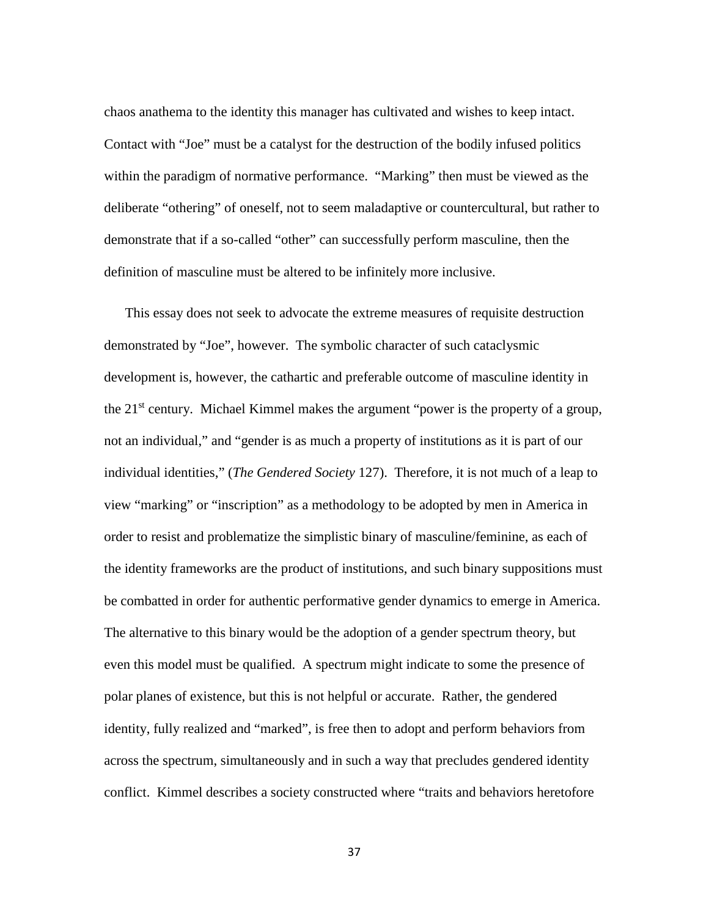chaos anathema to the identity this manager has cultivated and wishes to keep intact. Contact with "Joe" must be a catalyst for the destruction of the bodily infused politics within the paradigm of normative performance. "Marking" then must be viewed as the deliberate "othering" of oneself, not to seem maladaptive or countercultural, but rather to demonstrate that if a so-called "other" can successfully perform masculine, then the definition of masculine must be altered to be infinitely more inclusive.

This essay does not seek to advocate the extreme measures of requisite destruction demonstrated by "Joe", however. The symbolic character of such cataclysmic development is, however, the cathartic and preferable outcome of masculine identity in the 21st century. Michael Kimmel makes the argument "power is the property of a group, not an individual," and "gender is as much a property of institutions as it is part of our individual identities," (*The Gendered Society* 127). Therefore, it is not much of a leap to view "marking" or "inscription" as a methodology to be adopted by men in America in order to resist and problematize the simplistic binary of masculine/feminine, as each of the identity frameworks are the product of institutions, and such binary suppositions must be combatted in order for authentic performative gender dynamics to emerge in America. The alternative to this binary would be the adoption of a gender spectrum theory, but even this model must be qualified. A spectrum might indicate to some the presence of polar planes of existence, but this is not helpful or accurate. Rather, the gendered identity, fully realized and "marked", is free then to adopt and perform behaviors from across the spectrum, simultaneously and in such a way that precludes gendered identity conflict. Kimmel describes a society constructed where "traits and behaviors heretofore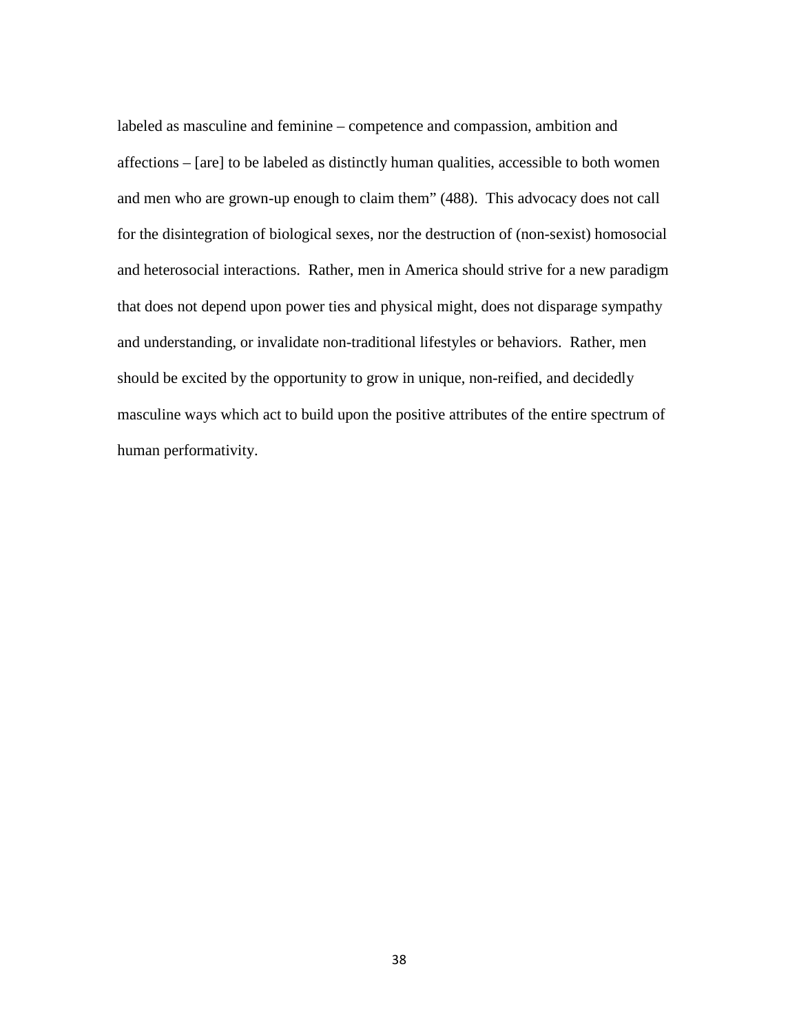labeled as masculine and feminine – competence and compassion, ambition and affections – [are] to be labeled as distinctly human qualities, accessible to both women and men who are grown-up enough to claim them" (488). This advocacy does not call for the disintegration of biological sexes, nor the destruction of (non-sexist) homosocial and heterosocial interactions. Rather, men in America should strive for a new paradigm that does not depend upon power ties and physical might, does not disparage sympathy and understanding, or invalidate non-traditional lifestyles or behaviors. Rather, men should be excited by the opportunity to grow in unique, non-reified, and decidedly masculine ways which act to build upon the positive attributes of the entire spectrum of human performativity.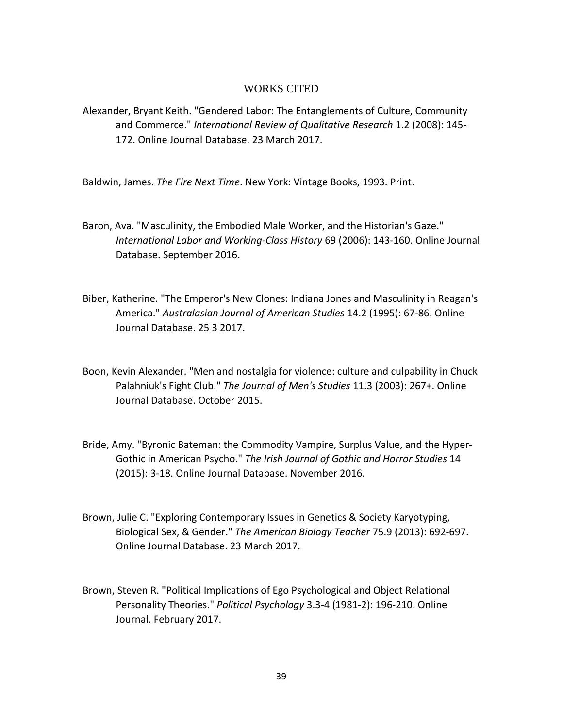# WORKS CITED

Alexander, Bryant Keith. "Gendered Labor: The Entanglements of Culture, Community and Commerce." *International Review of Qualitative Research* 1.2 (2008): 145-172. Online Journal Database. 23 March 2017.

Baldwin, James. *The Fire Next Time*. New York: Vintage Books, 1993. Print.

Baron, Ava. "Masculinity, the Embodied Male Worker, and the Historian's Gaze." *International Labor and Working-Class History* 69 (2006): 143-160. Online Journal Database. September 2016.

Biber, Katherine. "The Emperor's New Clones: Indiana Jones and Masculinity in Reagan's America." *Australasian Journal of American Studies* 14.2 (1995): 67-86. Online Journal Database. 25 3 2017.

Boon, Kevin Alexander. "Men and nostalgia for violence: culture and culpability in Chuck Palahniuk's Fight Club." *The Journal of Men's Studies* 11.3 (2003): 267+. Online Journal Database. October 2015.

Bride, Amy. "Byronic Bateman: the Commodity Vampire, Surplus Value, and the Hyper-Gothic in American Psycho." *The Irish Journal of Gothic and Horror Studies* 14 (2015): 3-18. Online Journal Database. November 2016.

Brown, Julie C. "Exploring Contemporary Issues in Genetics & Society Karyotyping, Biological Sex, & Gender." *The American Biology Teacher* 75.9 (2013): 692-697. Online Journal Database. 23 March 2017.

Brown, Steven R. "Political Implications of Ego Psychological and Object Relational Personality Theories." *Political Psychology* 3.3-4 (1981-2): 196-210. Online Journal. February 2017.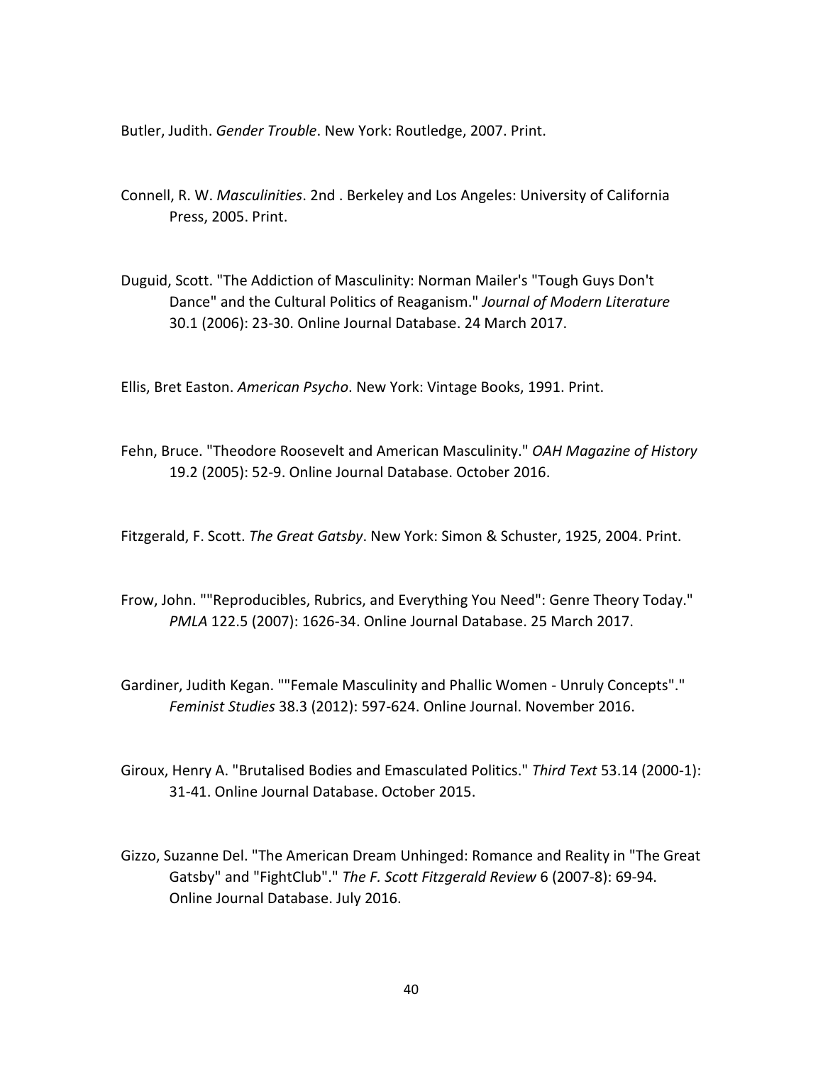Butler, Judith. *Gender Trouble*. New York: Routledge, 2007. Print.

Connell, R. W. *Masculinities*. 2nd . Berkeley and Los Angeles: University of California Press, 2005. Print.

Duguid, Scott. "The Addiction of Masculinity: Norman Mailer's "Tough Guys Don't Dance" and the Cultural Politics of Reaganism." *Journal of Modern Literature* 30.1 (2006): 23-30. Online Journal Database. 24 March 2017.

Ellis, Bret Easton. *American Psycho*. New York: Vintage Books, 1991. Print.

Fehn, Bruce. "Theodore Roosevelt and American Masculinity." *OAH Magazine of History* 19.2 (2005): 52-9. Online Journal Database. October 2016.

Fitzgerald, F. Scott. *The Great Gatsby*. New York: Simon & Schuster, 1925, 2004. Print.

Frow, John. ""Reproducibles, Rubrics, and Everything You Need": Genre Theory Today." *PMLA* 122.5 (2007): 1626-34. Online Journal Database. 25 March 2017.

Gardiner, Judith Kegan. ""Female Masculinity and Phallic Women - Unruly Concepts"." *Feminist Studies* 38.3 (2012): 597-624. Online Journal. November 2016.

Giroux, Henry A. "Brutalised Bodies and Emasculated Politics." *Third Text* 53.14 (2000-1): 31-41. Online Journal Database. October 2015.

Gizzo, Suzanne Del. "The American Dream Unhinged: Romance and Reality in "The Great Gatsby" and "FightClub"." *The F. Scott Fitzgerald Review* 6 (2007-8): 69-94. Online Journal Database. July 2016.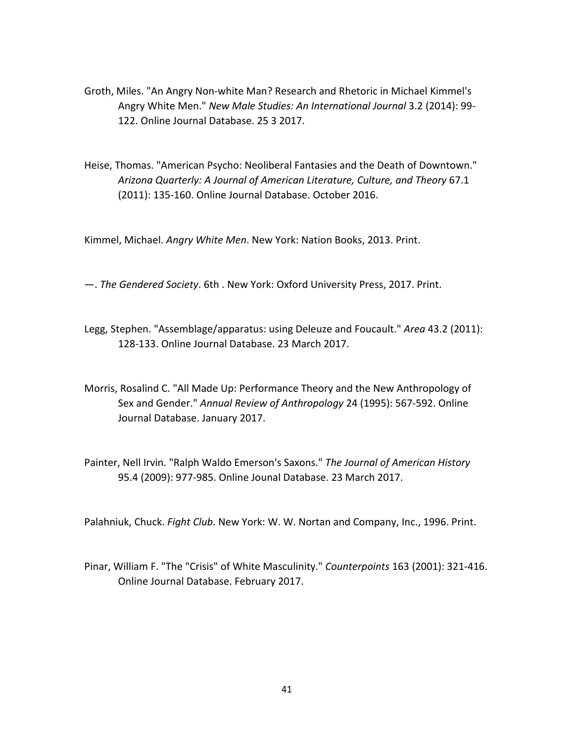Groth, Miles. "An Angry Non-white Man? Research and Rhetoric in Michael Kimmel's Angry White Men." *New Male Studies: An International Journal* 3.2 (2014): 99-122. Online Journal Database. 25 3 2017.

Heise, Thomas. "American Psycho: Neoliberal Fantasies and the Death of Downtown." *Arizona Quarterly: A Journal of American Literature, Culture, and Theory* 67.1 (2011): 135-160. Online Journal Database. October 2016.

Kimmel, Michael. *Angry White Men*. New York: Nation Books, 2013. Print.

—. *The Gendered Society*. 6th . New York: Oxford University Press, 2017. Print.

Legg, Stephen. "Assemblage/apparatus: using Deleuze and Foucault." *Area* 43.2 (2011): 128-133. Online Journal Database. 23 March 2017.

Morris, Rosalind C. "All Made Up: Performance Theory and the New Anthropology of Sex and Gender." *Annual Review of Anthropology* 24 (1995): 567-592. Online Journal Database. January 2017.

Painter, Nell Irvin. "Ralph Waldo Emerson's Saxons." *The Journal of American History* 95.4 (2009): 977-985. Online Jounal Database. 23 March 2017.

Palahniuk, Chuck. *Fight Club*. New York: W. W. Nortan and Company, Inc., 1996. Print.

Pinar, William F. "The "Crisis" of White Masculinity." *Counterpoints* 163 (2001): 321-416. Online Journal Database. February 2017.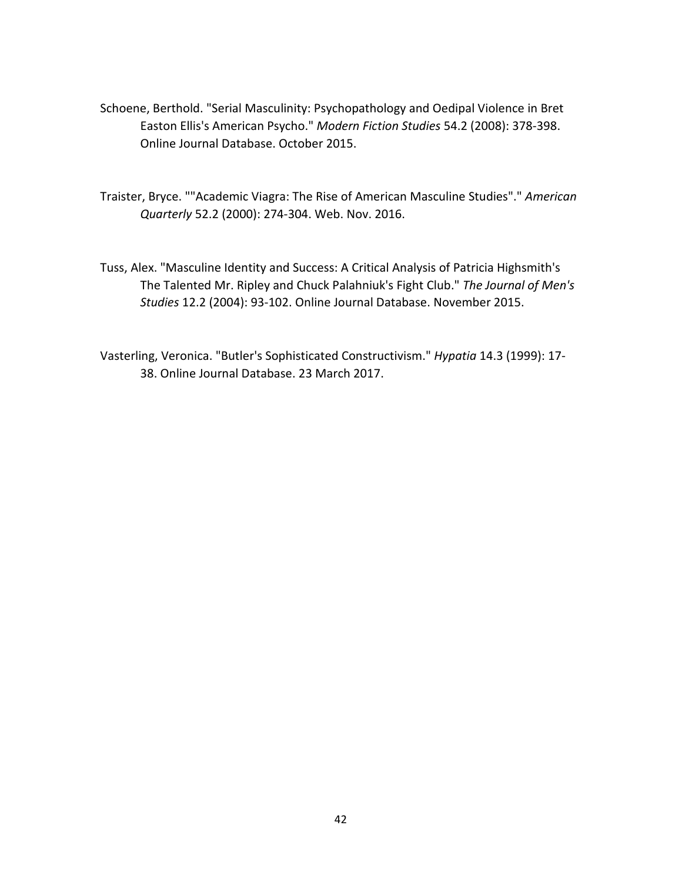Schoene, Berthold. "Serial Masculinity: Psychopathology and Oedipal Violence in Bret Easton Ellis's American Psycho." *Modern Fiction Studies* 54.2 (2008): 378-398. Online Journal Database. October 2015.

Traister, Bryce. ""Academic Viagra: The Rise of American Masculine Studies"." *American Quarterly* 52.2 (2000): 274-304. Web. Nov. 2016.

Tuss, Alex. "Masculine Identity and Success: A Critical Analysis of Patricia Highsmith's The Talented Mr. Ripley and Chuck Palahniuk's Fight Club." *The Journal of Men's Studies* 12.2 (2004): 93-102. Online Journal Database. November 2015.

Vasterling, Veronica. "Butler's Sophisticated Constructivism." *Hypatia* 14.3 (1999): 17-38. Online Journal Database. 23 March 2017.